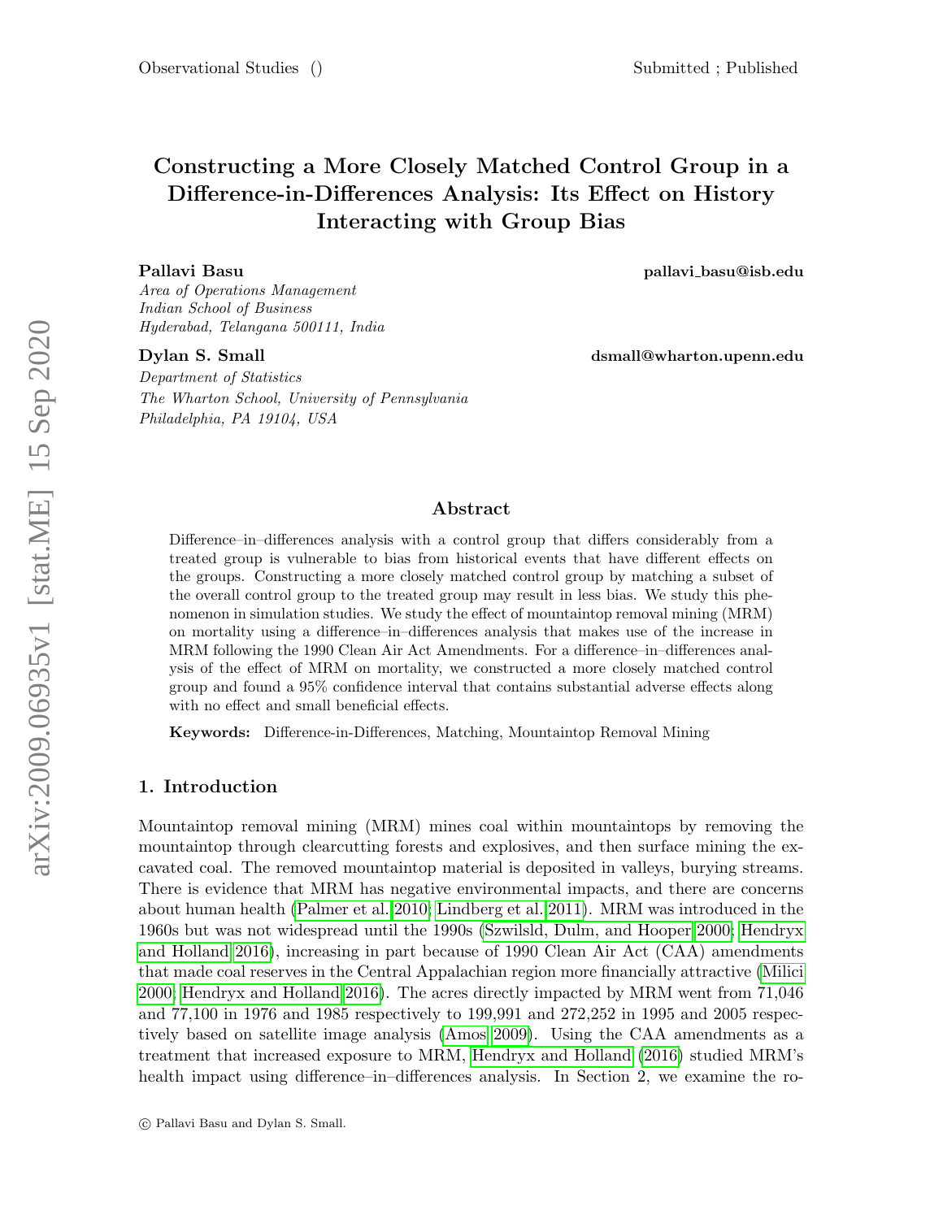# Constructing a More Closely Matched Control Group in a Difference-in-Differences Analysis: Its Effect on History Interacting with Group Bias

**Pallavi Basu** pallavi_basu@isb.edu
*Area of Operations Management*
*Indian School of Business*
*Hyderabad, Telangana 500111, India*

**Dylan S. Small** dsmall@wharton.upenn.edu
*Department of Statistics*
*The Wharton School, University of Pennsylvania*
*Philadelphia, PA 19104, USA*

## Abstract

Difference–in–differences analysis with a control group that differs considerably from a treated group is vulnerable to bias from historical events that have different effects on the groups. Constructing a more closely matched control group by matching a subset of the overall control group to the treated group may result in less bias. We study this phenomenon in simulation studies. We study the effect of mountaintop removal mining (MRM) on mortality using a difference–in–differences analysis that makes use of the increase in MRM following the 1990 Clean Air Act Amendments. For a difference–in–differences analysis of the effect of MRM on mortality, we constructed a more closely matched control group and found a 95% confidence interval that contains substantial adverse effects along with no effect and small beneficial effects.

**Keywords:** Difference-in-Differences, Matching, Mountaintop Removal Mining

## 1. Introduction

Mountaintop removal mining (MRM) mines coal within mountaintops by removing the mountaintop through clearcutting forests and explosives, and then surface mining the excavated coal. The removed mountaintop material is deposited in valleys, burying streams. There is evidence that MRM has negative environmental impacts, and there are concerns about human health (Palmer et al. 2010; Lindberg et al. 2011). MRM was introduced in the 1960s but was not widespread until the 1990s (Szwilsld, Dulm, and Hooper 2000; Hendryx and Holland 2016), increasing in part because of 1990 Clean Air Act (CAA) amendments that made coal reserves in the Central Appalachian region more financially attractive (Milici 2000; Hendryx and Holland 2016). The acres directly impacted by MRM went from 71,046 and 77,100 in 1976 and 1985 respectively to 199,991 and 272,252 in 1995 and 2005 respectively based on satellite image analysis (Amos 2009). Using the CAA amendments as a treatment that increased exposure to MRM, Hendryx and Holland (2016) studied MRM's health impact using difference–in–differences analysis. In Section 2, we examine the ro-

© Pallavi Basu and Dylan S. Small.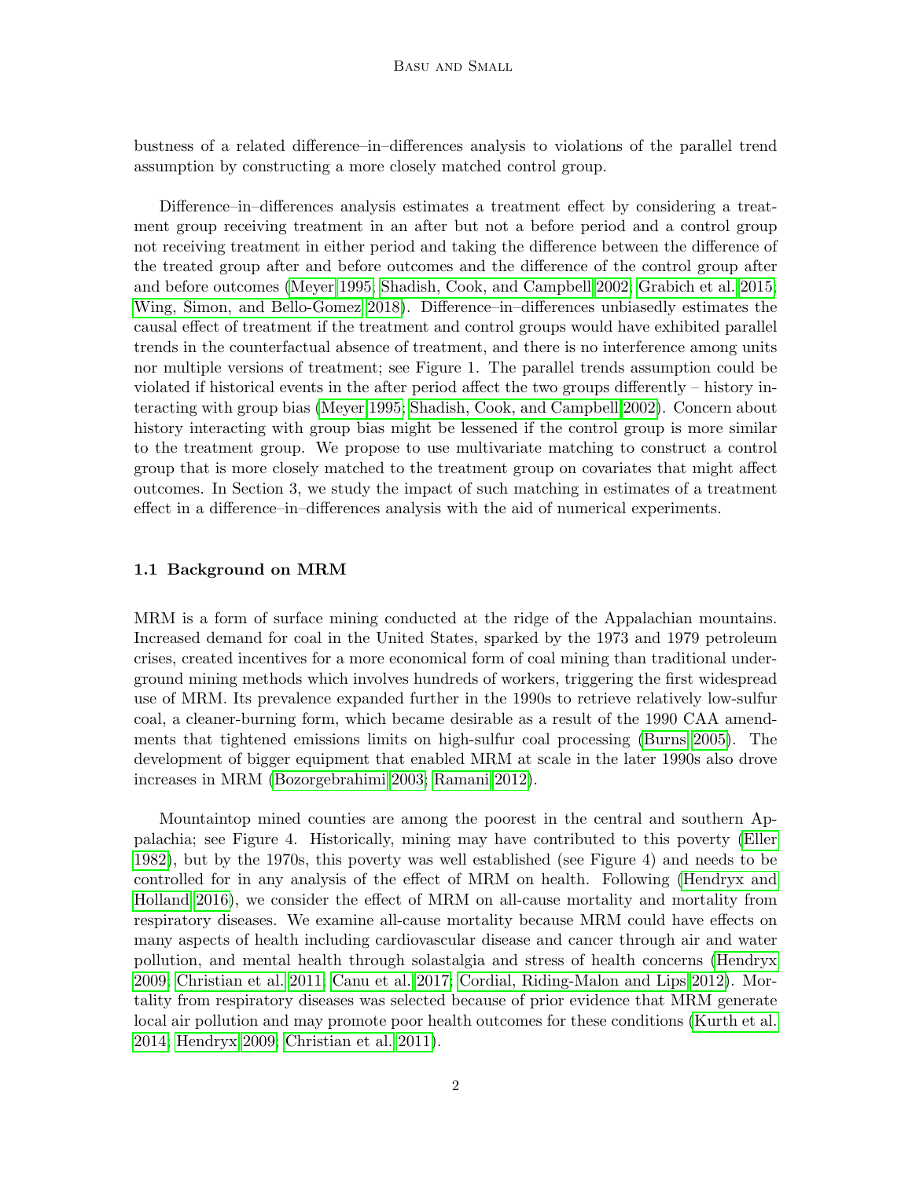bustness of a related difference–in–differences analysis to violations of the parallel trend assumption by constructing a more closely matched control group.

Difference–in–differences analysis estimates a treatment effect by considering a treatment group receiving treatment in an after but not a before period and a control group not receiving treatment in either period and taking the difference between the difference of the treated group after and before outcomes and the difference of the control group after and before outcomes (Meyer 1995; Shadish, Cook, and Campbell 2002; Grabich et al. 2015; Wing, Simon, and Bello-Gomez 2018). Difference–in–differences unbiasedly estimates the causal effect of treatment if the treatment and control groups would have exhibited parallel trends in the counterfactual absence of treatment, and there is no interference among units nor multiple versions of treatment; see Figure 1. The parallel trends assumption could be violated if historical events in the after period affect the two groups differently – history interacting with group bias (Meyer 1995; Shadish, Cook, and Campbell 2002). Concern about history interacting with group bias might be lessened if the control group is more similar to the treatment group. We propose to use multivariate matching to construct a control group that is more closely matched to the treatment group on covariates that might affect outcomes. In Section 3, we study the impact of such matching in estimates of a treatment effect in a difference–in–differences analysis with the aid of numerical experiments.

### 1.1 Background on MRM

MRM is a form of surface mining conducted at the ridge of the Appalachian mountains. Increased demand for coal in the United States, sparked by the 1973 and 1979 petroleum crises, created incentives for a more economical form of coal mining than traditional underground mining methods which involves hundreds of workers, triggering the first widespread use of MRM. Its prevalence expanded further in the 1990s to retrieve relatively low-sulfur coal, a cleaner-burning form, which became desirable as a result of the 1990 CAA amendments that tightened emissions limits on high-sulfur coal processing (Burns 2005). The development of bigger equipment that enabled MRM at scale in the later 1990s also drove increases in MRM (Bozorgebrahimi 2003; Ramani 2012).

Mountaintop mined counties are among the poorest in the central and southern Appalachia; see Figure 4. Historically, mining may have contributed to this poverty (Eller 1982), but by the 1970s, this poverty was well established (see Figure 4) and needs to be controlled for in any analysis of the effect of MRM on health. Following (Hendryx and Holland 2016), we consider the effect of MRM on all-cause mortality and mortality from respiratory diseases. We examine all-cause mortality because MRM could have effects on many aspects of health including cardiovascular disease and cancer through air and water pollution, and mental health through solastalgia and stress of health concerns (Hendryx 2009; Christian et al. 2011; Canu et al. 2017; Cordial, Riding-Malon and Lips 2012). Mortality from respiratory diseases was selected because of prior evidence that MRM generate local air pollution and may promote poor health outcomes for these conditions (Kurth et al. 2014; Hendryx 2009; Christian et al. 2011).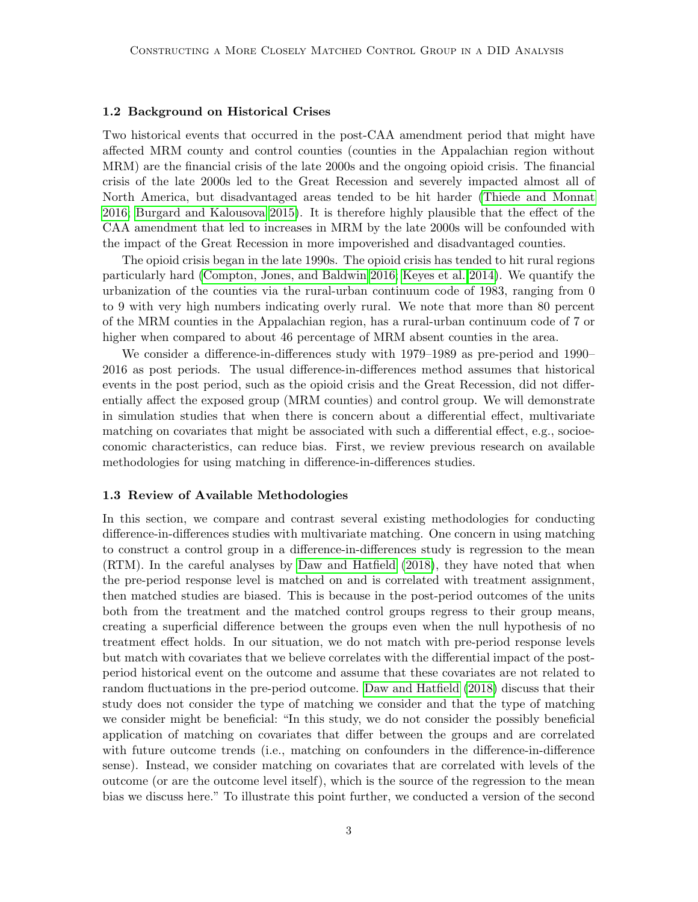### 1.2 Background on Historical Crises

Two historical events that occurred in the post-CAA amendment period that might have affected MRM county and control counties (counties in the Appalachian region without MRM) are the financial crisis of the late 2000s and the ongoing opioid crisis. The financial crisis of the late 2000s led to the Great Recession and severely impacted almost all of North America, but disadvantaged areas tended to be hit harder (Thiede and Monnat 2016; Burgard and Kalousova 2015). It is therefore highly plausible that the effect of the CAA amendment that led to increases in MRM by the late 2000s will be confounded with the impact of the Great Recession in more impoverished and disadvantaged counties.

The opioid crisis began in the late 1990s. The opioid crisis has tended to hit rural regions particularly hard (Compton, Jones, and Baldwin 2016; Keyes et al. 2014). We quantify the urbanization of the counties via the rural-urban continuum code of 1983, ranging from 0 to 9 with very high numbers indicating overly rural. We note that more than 80 percent of the MRM counties in the Appalachian region, has a rural-urban continuum code of 7 or higher when compared to about 46 percentage of MRM absent counties in the area.

We consider a difference-in-differences study with 1979–1989 as pre-period and 1990–2016 as post periods. The usual difference-in-differences method assumes that historical events in the post period, such as the opioid crisis and the Great Recession, did not differentially affect the exposed group (MRM counties) and control group. We will demonstrate in simulation studies that when there is concern about a differential effect, multivariate matching on covariates that might be associated with such a differential effect, e.g., socioeconomic characteristics, can reduce bias. First, we review previous research on available methodologies for using matching in difference-in-differences studies.

### 1.3 Review of Available Methodologies

In this section, we compare and contrast several existing methodologies for conducting difference-in-differences studies with multivariate matching. One concern in using matching to construct a control group in a difference-in-differences study is regression to the mean (RTM). In the careful analyses by Daw and Hatfield (2018), they have noted that when the pre-period response level is matched on and is correlated with treatment assignment, then matched studies are biased. This is because in the post-period outcomes of the units both from the treatment and the matched control groups regress to their group means, creating a superficial difference between the groups even when the null hypothesis of no treatment effect holds. In our situation, we do not match with pre-period response levels but match with covariates that we believe correlates with the differential impact of the post-period historical event on the outcome and assume that these covariates are not related to random fluctuations in the pre-period outcome. Daw and Hatfield (2018) discuss that their study does not consider the type of matching we consider and that the type of matching we consider might be beneficial: "In this study, we do not consider the possibly beneficial application of matching on covariates that differ between the groups and are correlated with future outcome trends (i.e., matching on confounders in the difference-in-difference sense). Instead, we consider matching on covariates that are correlated with levels of the outcome (or are the outcome level itself), which is the source of the regression to the mean bias we discuss here." To illustrate this point further, we conducted a version of the second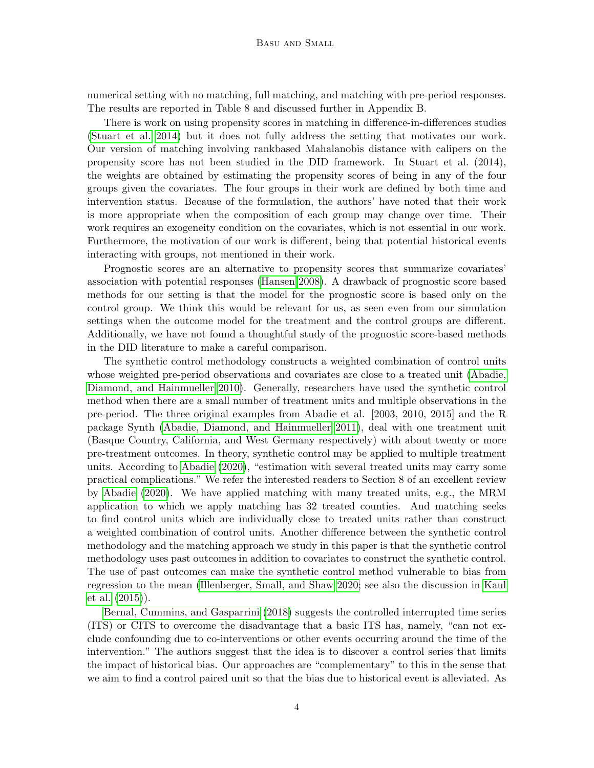numerical setting with no matching, full matching, and matching with pre-period responses. The results are reported in Table 8 and discussed further in Appendix B.

There is work on using propensity scores in matching in difference-in-differences studies (Stuart et al. 2014) but it does not fully address the setting that motivates our work. Our version of matching involving rankbased Mahalanobis distance with calipers on the propensity score has not been studied in the DID framework. In Stuart et al. (2014), the weights are obtained by estimating the propensity scores of being in any of the four groups given the covariates. The four groups in their work are defined by both time and intervention status. Because of the formulation, the authors' have noted that their work is more appropriate when the composition of each group may change over time. Their work requires an exogeneity condition on the covariates, which is not essential in our work. Furthermore, the motivation of our work is different, being that potential historical events interacting with groups, not mentioned in their work.

Prognostic scores are an alternative to propensity scores that summarize covariates' association with potential responses (Hansen 2008). A drawback of prognostic score based methods for our setting is that the model for the prognostic score is based only on the control group. We think this would be relevant for us, as seen even from our simulation settings when the outcome model for the treatment and the control groups are different. Additionally, we have not found a thoughtful study of the prognostic score-based methods in the DID literature to make a careful comparison.

The synthetic control methodology constructs a weighted combination of control units whose weighted pre-period observations and covariates are close to a treated unit (Abadie, Diamond, and Hainmueller 2010). Generally, researchers have used the synthetic control method when there are a small number of treatment units and multiple observations in the pre-period. The three original examples from Abadie et al. [2003, 2010, 2015] and the R package Synth (Abadie, Diamond, and Hainmueller 2011), deal with one treatment unit (Basque Country, California, and West Germany respectively) with about twenty or more pre-treatment outcomes. In theory, synthetic control may be applied to multiple treatment units. According to Abadie (2020), "estimation with several treated units may carry some practical complications." We refer the interested readers to Section 8 of an excellent review by Abadie (2020). We have applied matching with many treated units, e.g., the MRM application to which we apply matching has 32 treated counties. And matching seeks to find control units which are individually close to treated units rather than construct a weighted combination of control units. Another difference between the synthetic control methodology and the matching approach we study in this paper is that the synthetic control methodology uses past outcomes in addition to covariates to construct the synthetic control. The use of past outcomes can make the synthetic control method vulnerable to bias from regression to the mean (Illenberger, Small, and Shaw 2020; see also the discussion in Kaul et al. (2015)).

Bernal, Cummins, and Gasparrini (2018) suggests the controlled interrupted time series (ITS) or CITS to overcome the disadvantage that a basic ITS has, namely, "can not exclude confounding due to co-interventions or other events occurring around the time of the intervention." The authors suggest that the idea is to discover a control series that limits the impact of historical bias. Our approaches are "complementary" to this in the sense that we aim to find a control paired unit so that the bias due to historical event is alleviated. As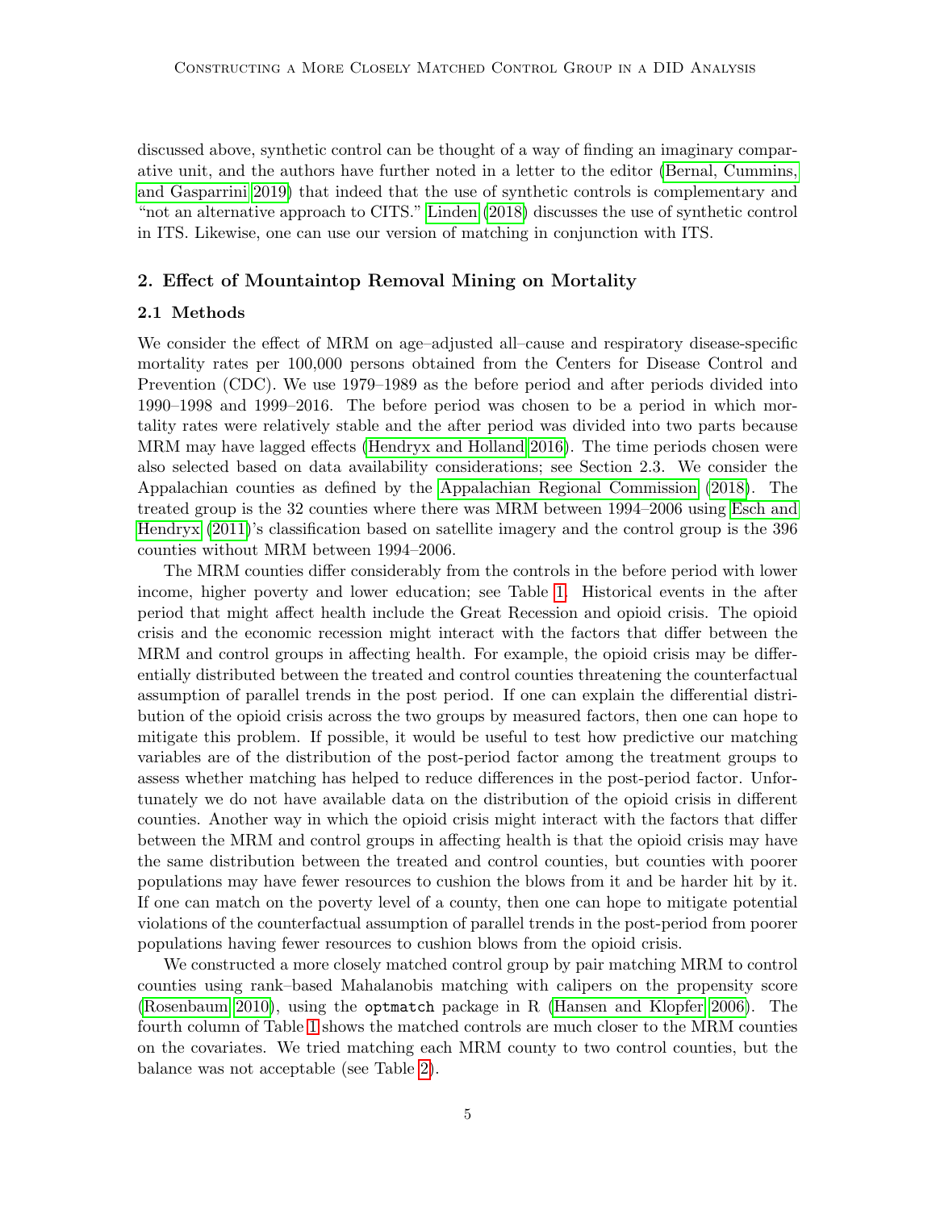discussed above, synthetic control can be thought of a way of finding an imaginary comparative unit, and the authors have further noted in a letter to the editor (Bernal, Cummins, and Gasparrini 2019) that indeed that the use of synthetic controls is complementary and "not an alternative approach to CITS." Linden (2018) discusses the use of synthetic control in ITS. Likewise, one can use our version of matching in conjunction with ITS.

## 2. Effect of Mountaintop Removal Mining on Mortality

### 2.1 Methods

We consider the effect of MRM on age–adjusted all–cause and respiratory disease-specific mortality rates per 100,000 persons obtained from the Centers for Disease Control and Prevention (CDC). We use 1979–1989 as the before period and after periods divided into 1990–1998 and 1999–2016. The before period was chosen to be a period in which mortality rates were relatively stable and the after period was divided into two parts because MRM may have lagged effects (Hendryx and Holland 2016). The time periods chosen were also selected based on data availability considerations; see Section 2.3. We consider the Appalachian counties as defined by the Appalachian Regional Commission (2018). The treated group is the 32 counties where there was MRM between 1994–2006 using Esch and Hendryx (2011)'s classification based on satellite imagery and the control group is the 396 counties without MRM between 1994–2006.

The MRM counties differ considerably from the controls in the before period with lower income, higher poverty and lower education; see Table 1. Historical events in the after period that might affect health include the Great Recession and opioid crisis. The opioid crisis and the economic recession might interact with the factors that differ between the MRM and control groups in affecting health. For example, the opioid crisis may be differentially distributed between the treated and control counties threatening the counterfactual assumption of parallel trends in the post period. If one can explain the differential distribution of the opioid crisis across the two groups by measured factors, then one can hope to mitigate this problem. If possible, it would be useful to test how predictive our matching variables are of the distribution of the post-period factor among the treatment groups to assess whether matching has helped to reduce differences in the post-period factor. Unfortunately we do not have available data on the distribution of the opioid crisis in different counties. Another way in which the opioid crisis might interact with the factors that differ between the MRM and control groups in affecting health is that the opioid crisis may have the same distribution between the treated and control counties, but counties with poorer populations may have fewer resources to cushion the blows from it and be harder hit by it. If one can match on the poverty level of a county, then one can hope to mitigate potential violations of the counterfactual assumption of parallel trends in the post-period from poorer populations having fewer resources to cushion blows from the opioid crisis.

We constructed a more closely matched control group by pair matching MRM to control counties using rank–based Mahalanobis matching with calipers on the propensity score (Rosenbaum 2010), using the `optmatch` package in R (Hansen and Klopfer 2006). The fourth column of Table 1 shows the matched controls are much closer to the MRM counties on the covariates. We tried matching each MRM county to two control counties, but the balance was not acceptable (see Table 2).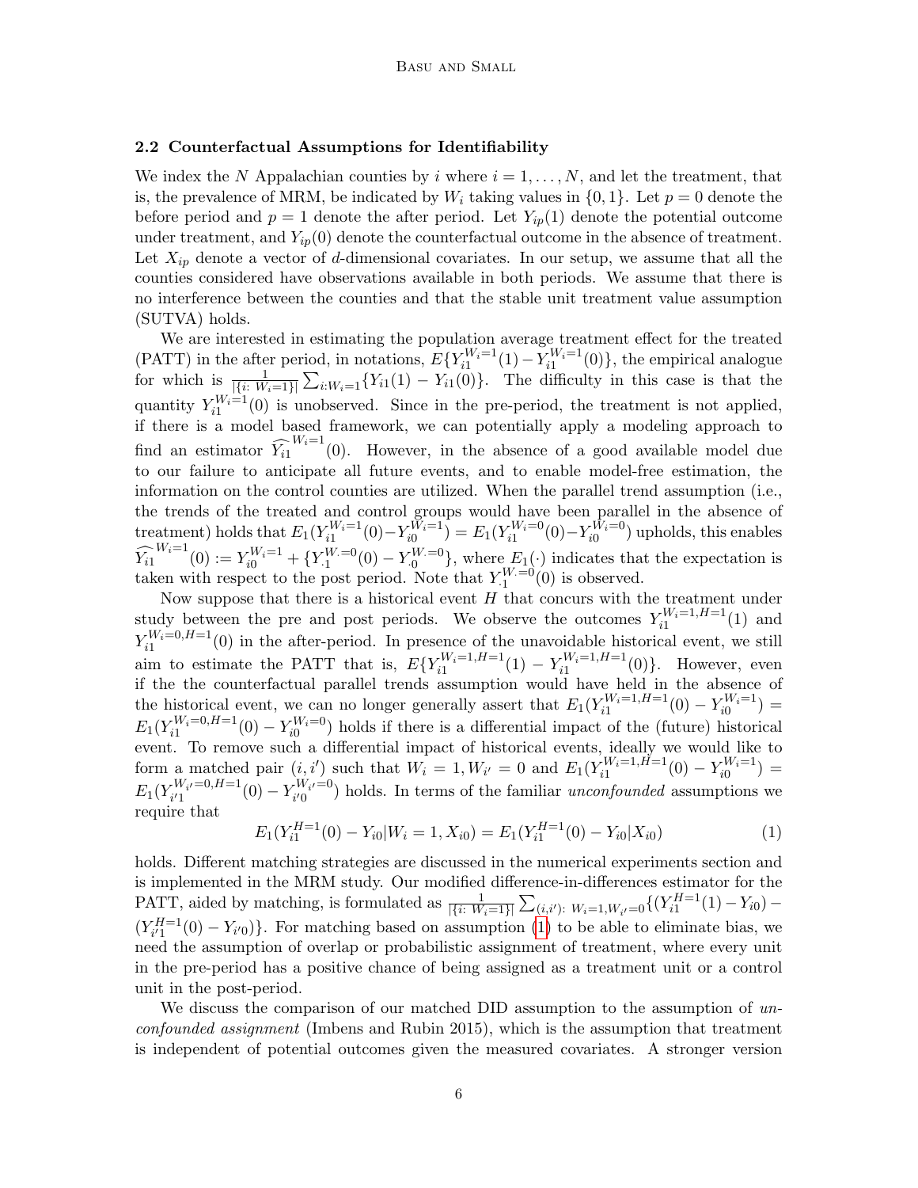### 2.2 Counterfactual Assumptions for Identifiability

We index the $N$ Appalachian counties by $i$ where $i = 1, \ldots, N$, and let the treatment, that is, the prevalence of MRM, be indicated by $W_i$ taking values in $\{0, 1\}$. Let $p = 0$ denote the before period and $p = 1$ denote the after period. Let $Y_{ip}(1)$ denote the potential outcome under treatment, and $Y_{ip}(0)$ denote the counterfactual outcome in the absence of treatment. Let $X_{ip}$ denote a vector of $d$-dimensional covariates. In our setup, we assume that all the counties considered have observations available in both periods. We assume that there is no interference between the counties and that the stable unit treatment value assumption (SUTVA) holds.

We are interested in estimating the population average treatment effect for the treated (PATT) in the after period, in notations, $E\{Y_{i1}^{W_i=1}(1) - Y_{i1}^{W_i=1}(0)\}$, the empirical analogue for which is $\frac{1}{|\{i:\, W_i=1\}|}\sum_{i:W_i=1}\{Y_{i1}(1) - Y_{i1}(0)\}$. The difficulty in this case is that the quantity $Y_{i1}^{W_i=1}(0)$ is unobserved. Since in the pre-period, the treatment is not applied, if there is a model based framework, we can potentially apply a modeling approach to find an estimator $\widehat{Y_{i1}}^{W_i=1}(0)$. However, in the absence of a good available model due to our failure to anticipate all future events, and to enable model-free estimation, the information on the control counties are utilized. When the parallel trend assumption (i.e., the trends of the treated and control groups would have been parallel in the absence of treatment) holds that $E_1(Y_{i1}^{W_i=1}(0) - Y_{i0}^{W_i=1}) = E_1(Y_{i1}^{W_i=0}(0) - Y_{i0}^{W_i=0})$ upholds, this enables $\widehat{Y_{i1}}^{W_i=1}(0) := Y_{i0}^{W_i=1} + \{Y_{\cdot 1}^{W_\cdot=0}(0) - Y_{\cdot 0}^{W_\cdot=0}\}$, where $E_1(\cdot)$ indicates that the expectation is taken with respect to the post period. Note that $Y_{\cdot 1}^{W_\cdot=0}(0)$ is observed.

Now suppose that there is a historical event $H$ that concurs with the treatment under study between the pre and post periods. We observe the outcomes $Y_{i1}^{W_i=1,H=1}(1)$ and $Y_{i1}^{W_i=0,H=1}(0)$ in the after-period. In presence of the unavoidable historical event, we still aim to estimate the PATT that is, $E\{Y_{i1}^{W_i=1,H=1}(1) - Y_{i1}^{W_i=1,H=1}(0)\}$. However, even if the the counterfactual parallel trends assumption would have held in the absence of the historical event, we can no longer generally assert that $E_1(Y_{i1}^{W_i=1,H=1}(0) - Y_{i0}^{W_i=1}) = E_1(Y_{i1}^{W_i=0,H=1}(0) - Y_{i0}^{W_i=0})$ holds if there is a differential impact of the (future) historical event. To remove such a differential impact of historical events, ideally we would like to form a matched pair $(i, i')$ such that $W_i = 1, W_{i'} = 0$ and $E_1(Y_{i1}^{W_i=1,H=1}(0) - Y_{i0}^{W_i=1}) = E_1(Y_{i'1}^{W_{i'}=0,H=1}(0) - Y_{i'0}^{W_{i'}=0})$ holds. In terms of the familiar *unconfounded* assumptions we require that

$$E_1(Y_{i1}^{H=1}(0) - Y_{i0}|W_i = 1, X_{i0}) = E_1(Y_{i1}^{H=1}(0) - Y_{i0}|X_{i0}) \tag{1}$$

holds. Different matching strategies are discussed in the numerical experiments section and is implemented in the MRM study. Our modified difference-in-differences estimator for the PATT, aided by matching, is formulated as $\frac{1}{|\{i:\, W_i=1\}|}\sum_{(i,i'):\, W_i=1, W_{i'}=0}\{(Y_{i1}^{H=1}(1) - Y_{i0}) - (Y_{i'1}^{H=1}(0) - Y_{i'0})\}$. For matching based on assumption (1) to be able to eliminate bias, we need the assumption of overlap or probabilistic assignment of treatment, where every unit in the pre-period has a positive chance of being assigned as a treatment unit or a control unit in the post-period.

We discuss the comparison of our matched DID assumption to the assumption of *unconfounded assignment* (Imbens and Rubin 2015), which is the assumption that treatment is independent of potential outcomes given the measured covariates. A stronger version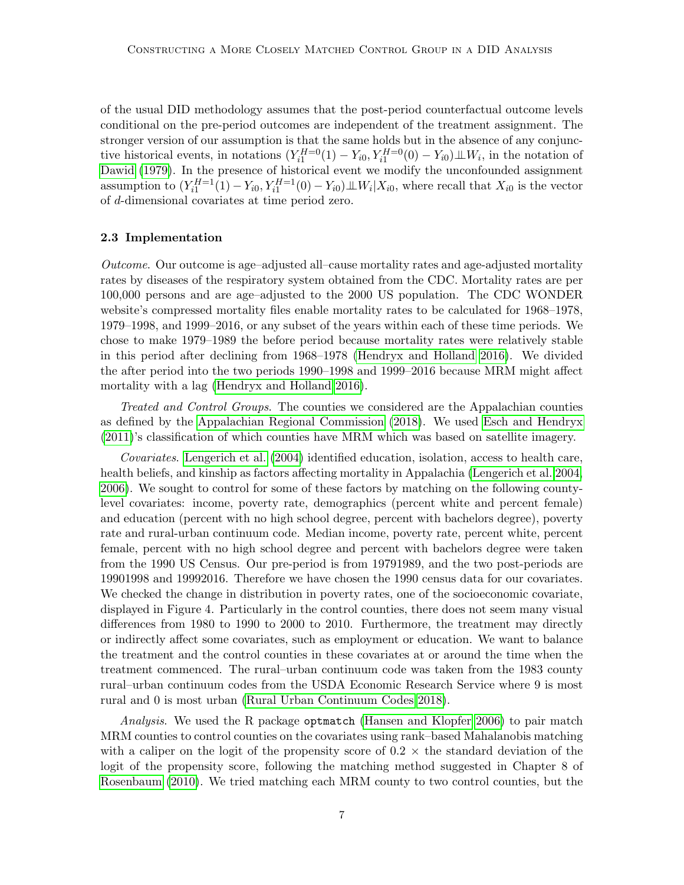of the usual DID methodology assumes that the post-period counterfactual outcome levels conditional on the pre-period outcomes are independent of the treatment assignment. The stronger version of our assumption is that the same holds but in the absence of any conjunctive historical events, in notations $(Y_{i1}^{H=0}(1) - Y_{i0}, Y_{i1}^{H=0}(0) - Y_{i0}) \perp\!\!\!\perp W_i$, in the notation of Dawid (1979). In the presence of historical event we modify the unconfounded assignment assumption to $(Y_{i1}^{H=1}(1) - Y_{i0}, Y_{i1}^{H=1}(0) - Y_{i0}) \perp\!\!\!\perp W_i | X_{i0}$, where recall that $X_{i0}$ is the vector of $d$-dimensional covariates at time period zero.

### 2.3 Implementation

*Outcome.* Our outcome is age–adjusted all–cause mortality rates and age-adjusted mortality rates by diseases of the respiratory system obtained from the CDC. Mortality rates are per 100,000 persons and are age–adjusted to the 2000 US population. The CDC WONDER website's compressed mortality files enable mortality rates to be calculated for 1968–1978, 1979–1998, and 1999–2016, or any subset of the years within each of these time periods. We chose to make 1979–1989 the before period because mortality rates were relatively stable in this period after declining from 1968–1978 (Hendryx and Holland 2016). We divided the after period into the two periods 1990–1998 and 1999–2016 because MRM might affect mortality with a lag (Hendryx and Holland 2016).

*Treated and Control Groups.* The counties we considered are the Appalachian counties as defined by the Appalachian Regional Commission (2018). We used Esch and Hendryx (2011)'s classification of which counties have MRM which was based on satellite imagery.

*Covariates.* Lengerich et al. (2004) identified education, isolation, access to health care, health beliefs, and kinship as factors affecting mortality in Appalachia (Lengerich et al. 2004, 2006). We sought to control for some of these factors by matching on the following county-level covariates: income, poverty rate, demographics (percent white and percent female) and education (percent with no high school degree, percent with bachelors degree), poverty rate and rural-urban continuum code. Median income, poverty rate, percent white, percent female, percent with no high school degree and percent with bachelors degree were taken from the 1990 US Census. Our pre-period is from 19791989, and the two post-periods are 19901998 and 19992016. Therefore we have chosen the 1990 census data for our covariates. We checked the change in distribution in poverty rates, one of the socioeconomic covariate, displayed in Figure 4. Particularly in the control counties, there does not seem many visual differences from 1980 to 1990 to 2000 to 2010. Furthermore, the treatment may directly or indirectly affect some covariates, such as employment or education. We want to balance the treatment and the control counties in these covariates at or around the time when the treatment commenced. The rural–urban continuum code was taken from the 1983 county rural–urban continuum codes from the USDA Economic Research Service where 9 is most rural and 0 is most urban (Rural Urban Continuum Codes 2018).

*Analysis.* We used the R package `optmatch` (Hansen and Klopfer 2006) to pair match MRM counties to control counties on the covariates using rank–based Mahalanobis matching with a caliper on the logit of the propensity score of 0.2 × the standard deviation of the logit of the propensity score, following the matching method suggested in Chapter 8 of Rosenbaum (2010). We tried matching each MRM county to two control counties, but the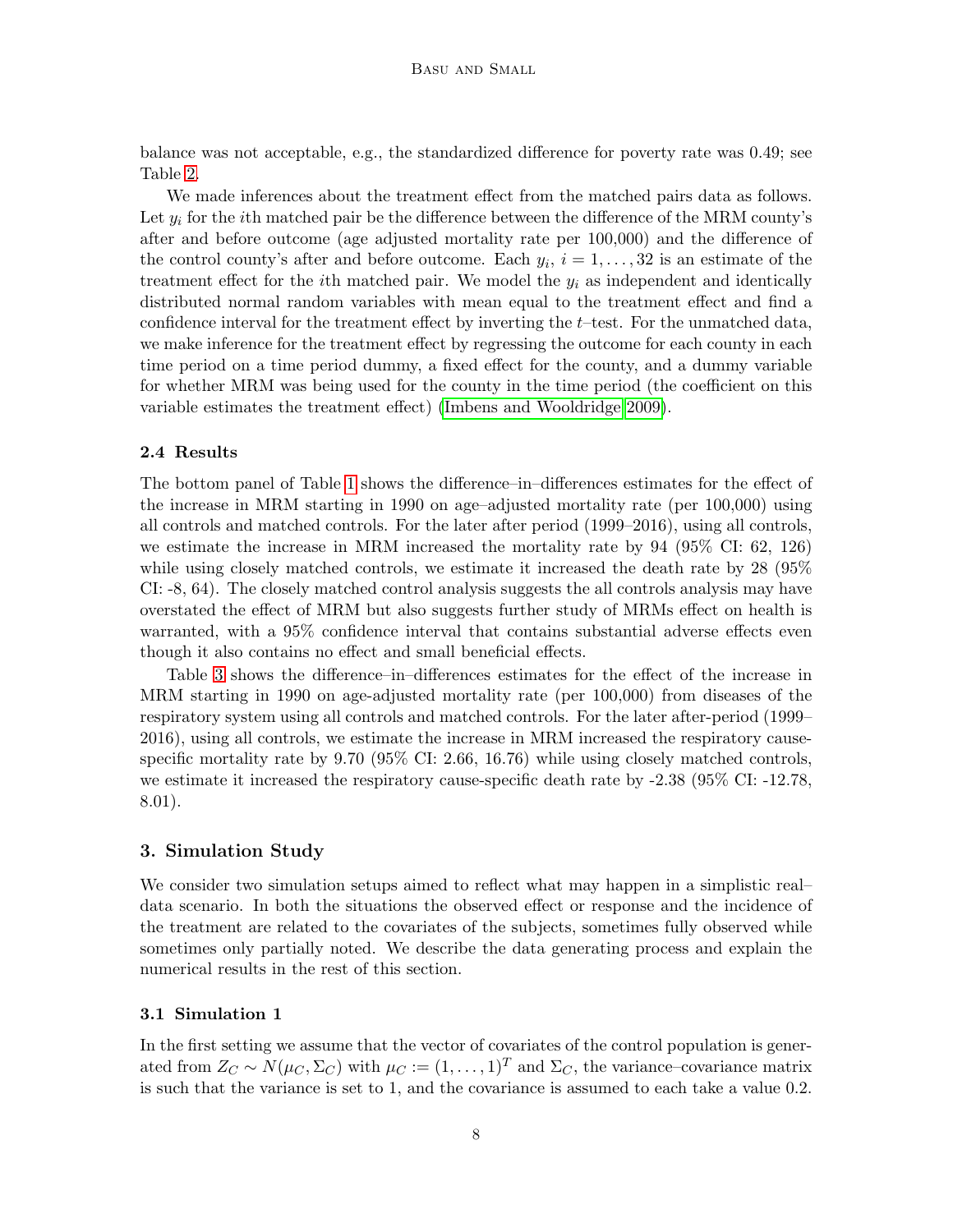balance was not acceptable, e.g., the standardized difference for poverty rate was 0.49; see Table 2.

We made inferences about the treatment effect from the matched pairs data as follows. Let $y_i$ for the $i$th matched pair be the difference between the difference of the MRM county's after and before outcome (age adjusted mortality rate per 100,000) and the difference of the control county's after and before outcome. Each $y_i$, $i = 1, \ldots, 32$ is an estimate of the treatment effect for the $i$th matched pair. We model the $y_i$ as independent and identically distributed normal random variables with mean equal to the treatment effect and find a confidence interval for the treatment effect by inverting the $t$–test. For the unmatched data, we make inference for the treatment effect by regressing the outcome for each county in each time period on a time period dummy, a fixed effect for the county, and a dummy variable for whether MRM was being used for the county in the time period (the coefficient on this variable estimates the treatment effect) (Imbens and Wooldridge 2009).

### 2.4 Results

The bottom panel of Table 1 shows the difference–in–differences estimates for the effect of the increase in MRM starting in 1990 on age–adjusted mortality rate (per 100,000) using all controls and matched controls. For the later after period (1999–2016), using all controls, we estimate the increase in MRM increased the mortality rate by 94 (95% CI: 62, 126) while using closely matched controls, we estimate it increased the death rate by 28 (95% CI: -8, 64). The closely matched control analysis suggests the all controls analysis may have overstated the effect of MRM but also suggests further study of MRMs effect on health is warranted, with a 95% confidence interval that contains substantial adverse effects even though it also contains no effect and small beneficial effects.

Table 3 shows the difference–in–differences estimates for the effect of the increase in MRM starting in 1990 on age-adjusted mortality rate (per 100,000) from diseases of the respiratory system using all controls and matched controls. For the later after-period (1999–2016), using all controls, we estimate the increase in MRM increased the respiratory cause-specific mortality rate by 9.70 (95% CI: 2.66, 16.76) while using closely matched controls, we estimate it increased the respiratory cause-specific death rate by -2.38 (95% CI: -12.78, 8.01).

## 3. Simulation Study

We consider two simulation setups aimed to reflect what may happen in a simplistic real–data scenario. In both the situations the observed effect or response and the incidence of the treatment are related to the covariates of the subjects, sometimes fully observed while sometimes only partially noted. We describe the data generating process and explain the numerical results in the rest of this section.

### 3.1 Simulation 1

In the first setting we assume that the vector of covariates of the control population is generated from $Z_C \sim N(\mu_C, \Sigma_C)$ with $\mu_C := (1, \ldots, 1)^T$ and $\Sigma_C$, the variance–covariance matrix is such that the variance is set to 1, and the covariance is assumed to each take a value 0.2.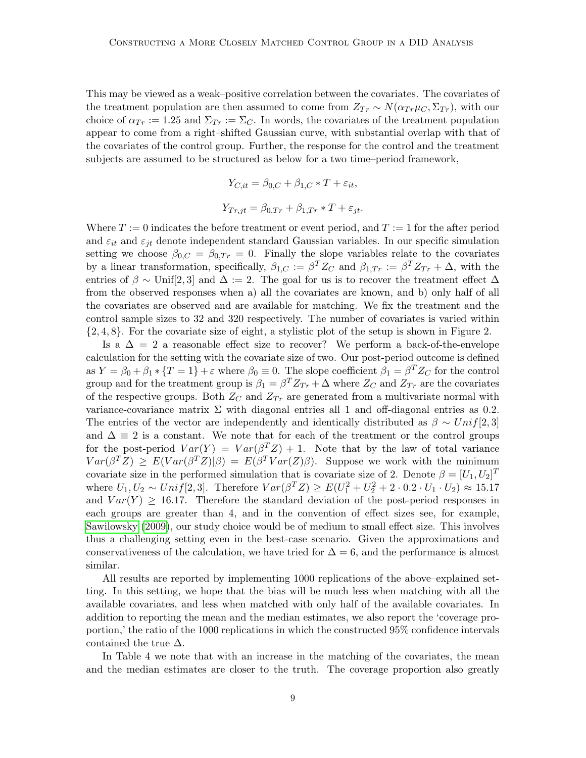This may be viewed as a weak–positive correlation between the covariates. The covariates of the treatment population are then assumed to come from $Z_{Tr} \sim N(\alpha_{Tr}\mu_C, \Sigma_{Tr})$, with our choice of $\alpha_{Tr} := 1.25$ and $\Sigma_{Tr} := \Sigma_C$. In words, the covariates of the treatment population appear to come from a right–shifted Gaussian curve, with substantial overlap with that of the covariates of the control group. Further, the response for the control and the treatment subjects are assumed to be structured as below for a two time–period framework,

$$Y_{C,it} = \beta_{0,C} + \beta_{1,C} * T + \varepsilon_{it},$$

$$Y_{Tr,jt} = \beta_{0,Tr} + \beta_{1,Tr} * T + \varepsilon_{jt}.$$

Where $T := 0$ indicates the before treatment or event period, and $T := 1$ for the after period and $\varepsilon_{it}$ and $\varepsilon_{jt}$ denote independent standard Gaussian variables. In our specific simulation setting we choose $\beta_{0,C} = \beta_{0,Tr} = 0$. Finally the slope variables relate to the covariates by a linear transformation, specifically, $\beta_{1,C} := \beta^T Z_C$ and $\beta_{1,Tr} := \beta^T Z_{Tr} + \Delta$, with the entries of $\beta \sim \text{Unif}[2, 3]$ and $\Delta := 2$. The goal for us is to recover the treatment effect $\Delta$ from the observed responses when a) all the covariates are known, and b) only half of all the covariates are observed and are available for matching. We fix the treatment and the control sample sizes to 32 and 320 respectively. The number of covariates is varied within $\{2, 4, 8\}$. For the covariate size of eight, a stylistic plot of the setup is shown in Figure 2.

Is a $\Delta = 2$ a reasonable effect size to recover? We perform a back-of-the-envelope calculation for the setting with the covariate size of two. Our post-period outcome is defined as $Y = \beta_0 + \beta_1 * \{T = 1\} + \varepsilon$ where $\beta_0 \equiv 0$. The slope coefficient $\beta_1 = \beta^T Z_C$ for the control group and for the treatment group is $\beta_1 = \beta^T Z_{Tr} + \Delta$ where $Z_C$ and $Z_{Tr}$ are the covariates of the respective groups. Both $Z_C$ and $Z_{Tr}$ are generated from a multivariate normal with variance-covariance matrix $\Sigma$ with diagonal entries all 1 and off-diagonal entries as 0.2. The entries of the vector are independently and identically distributed as $\beta \sim Unif[2, 3]$ and $\Delta \equiv 2$ is a constant. We note that for each of the treatment or the control groups for the post-period $Var(Y) = Var(\beta^T Z) + 1$. Note that by the law of total variance $Var(\beta^T Z) \geq E(Var(\beta^T Z)|\beta) = E(\beta^T Var(Z)\beta)$. Suppose we work with the minimum covariate size in the performed simulation that is covariate size of 2. Denote $\beta = [U_1, U_2]^T$ where $U_1, U_2 \sim Unif[2, 3]$. Therefore $Var(\beta^T Z) \geq E(U_1^2 + U_2^2 + 2 \cdot 0.2 \cdot U_1 \cdot U_2) \approx 15.17$ and $Var(Y) \geq 16.17$. Therefore the standard deviation of the post-period responses in each groups are greater than 4, and in the convention of effect sizes see, for example, Sawilowsky (2009), our study choice would be of medium to small effect size. This involves thus a challenging setting even in the best-case scenario. Given the approximations and conservativeness of the calculation, we have tried for $\Delta = 6$, and the performance is almost similar.

All results are reported by implementing 1000 replications of the above–explained setting. In this setting, we hope that the bias will be much less when matching with all the available covariates, and less when matched with only half of the available covariates. In addition to reporting the mean and the median estimates, we also report the 'coverage proportion,' the ratio of the 1000 replications in which the constructed 95% confidence intervals contained the true $\Delta$.

In Table 4 we note that with an increase in the matching of the covariates, the mean and the median estimates are closer to the truth. The coverage proportion also greatly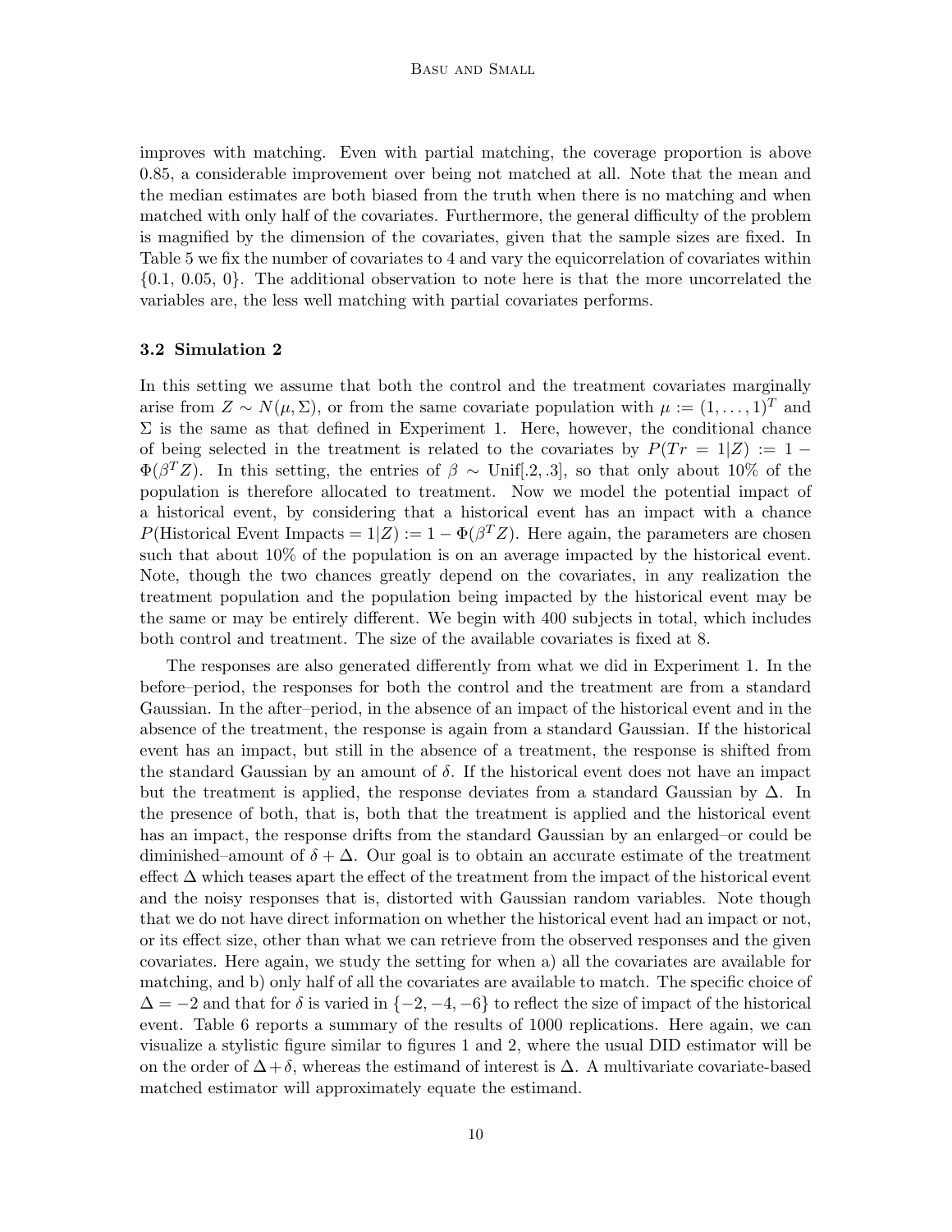improves with matching. Even with partial matching, the coverage proportion is above 0.85, a considerable improvement over being not matched at all. Note that the mean and the median estimates are both biased from the truth when there is no matching and when matched with only half of the covariates. Furthermore, the general difficulty of the problem is magnified by the dimension of the covariates, given that the sample sizes are fixed. In Table 5 we fix the number of covariates to 4 and vary the equicorrelation of covariates within $\{0.1, 0.05, 0\}$. The additional observation to note here is that the more uncorrelated the variables are, the less well matching with partial covariates performs.

### 3.2 Simulation 2

In this setting we assume that both the control and the treatment covariates marginally arise from $Z \sim N(\mu, \Sigma)$, or from the same covariate population with $\mu := (1, \ldots, 1)^T$ and $\Sigma$ is the same as that defined in Experiment 1. Here, however, the conditional chance of being selected in the treatment is related to the covariates by $P(Tr = 1|Z) := 1 - \Phi(\beta^T Z)$. In this setting, the entries of $\beta \sim$ Unif[.2, .3], so that only about 10% of the population is therefore allocated to treatment. Now we model the potential impact of a historical event, by considering that a historical event has an impact with a chance $P(\text{Historical Event Impacts} = 1|Z) := 1 - \Phi(\beta^T Z)$. Here again, the parameters are chosen such that about 10% of the population is on an average impacted by the historical event. Note, though the two chances greatly depend on the covariates, in any realization the treatment population and the population being impacted by the historical event may be the same or may be entirely different. We begin with 400 subjects in total, which includes both control and treatment. The size of the available covariates is fixed at 8.

The responses are also generated differently from what we did in Experiment 1. In the before–period, the responses for both the control and the treatment are from a standard Gaussian. In the after–period, in the absence of an impact of the historical event and in the absence of the treatment, the response is again from a standard Gaussian. If the historical event has an impact, but still in the absence of a treatment, the response is shifted from the standard Gaussian by an amount of $\delta$. If the historical event does not have an impact but the treatment is applied, the response deviates from a standard Gaussian by $\Delta$. In the presence of both, that is, both that the treatment is applied and the historical event has an impact, the response drifts from the standard Gaussian by an enlarged–or could be diminished–amount of $\delta + \Delta$. Our goal is to obtain an accurate estimate of the treatment effect $\Delta$ which teases apart the effect of the treatment from the impact of the historical event and the noisy responses that is, distorted with Gaussian random variables. Note though that we do not have direct information on whether the historical event had an impact or not, or its effect size, other than what we can retrieve from the observed responses and the given covariates. Here again, we study the setting for when a) all the covariates are available for matching, and b) only half of all the covariates are available to match. The specific choice of $\Delta = -2$ and that for $\delta$ is varied in $\{-2, -4, -6\}$ to reflect the size of impact of the historical event. Table 6 reports a summary of the results of 1000 replications. Here again, we can visualize a stylistic figure similar to figures 1 and 2, where the usual DID estimator will be on the order of $\Delta + \delta$, whereas the estimand of interest is $\Delta$. A multivariate covariate-based matched estimator will approximately equate the estimand.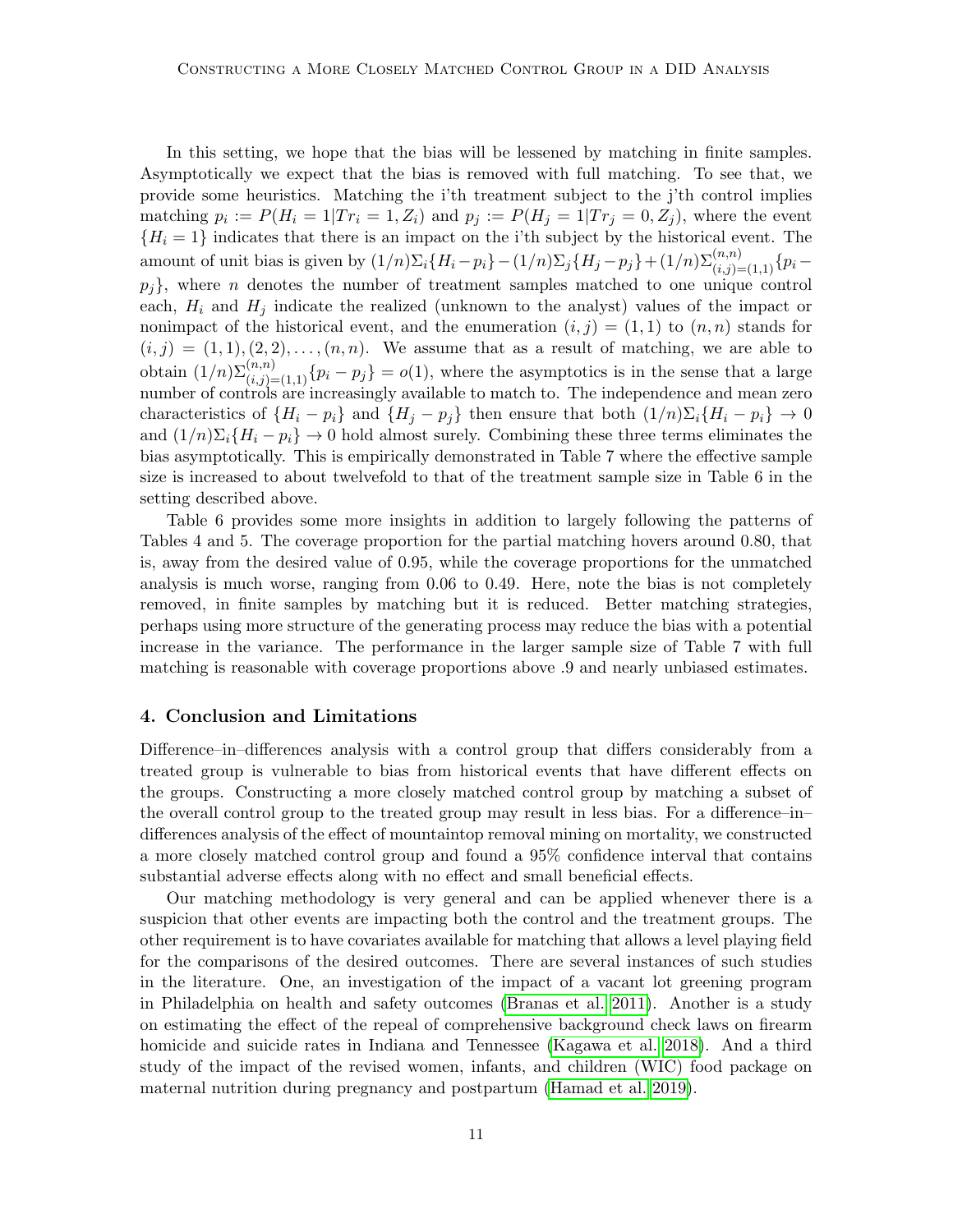In this setting, we hope that the bias will be lessened by matching in finite samples. Asymptotically we expect that the bias is removed with full matching. To see that, we provide some heuristics. Matching the i'th treatment subject to the j'th control implies matching $p_i := P(H_i = 1|Tr_i = 1, Z_i)$ and $p_j := P(H_j = 1|Tr_j = 0, Z_j)$, where the event $\{H_i = 1\}$ indicates that there is an impact on the i'th subject by the historical event. The amount of unit bias is given by $(1/n)\Sigma_i\{H_i - p_i\} - (1/n)\Sigma_j\{H_j - p_j\} + (1/n)\Sigma_{(i,j)=(1,1)}^{(n,n)}\{p_i - p_j\}$, where $n$ denotes the number of treatment samples matched to one unique control each, $H_i$ and $H_j$ indicate the realized (unknown to the analyst) values of the impact or nonimpact of the historical event, and the enumeration $(i, j) = (1, 1)$ to $(n, n)$ stands for $(i, j) = (1, 1), (2, 2), \ldots, (n, n)$. We assume that as a result of matching, we are able to obtain $(1/n)\Sigma_{(i,j)=(1,1)}^{(n,n)}\{p_i - p_j\} = o(1)$, where the asymptotics is in the sense that a large number of controls are increasingly available to match to. The independence and mean zero characteristics of $\{H_i - p_i\}$ and $\{H_j - p_j\}$ then ensure that both $(1/n)\Sigma_i\{H_i - p_i\} \to 0$ and $(1/n)\Sigma_i\{H_i - p_i\} \to 0$ hold almost surely. Combining these three terms eliminates the bias asymptotically. This is empirically demonstrated in Table 7 where the effective sample size is increased to about twelvefold to that of the treatment sample size in Table 6 in the setting described above.

Table 6 provides some more insights in addition to largely following the patterns of Tables 4 and 5. The coverage proportion for the partial matching hovers around 0.80, that is, away from the desired value of 0.95, while the coverage proportions for the unmatched analysis is much worse, ranging from 0.06 to 0.49. Here, note the bias is not completely removed, in finite samples by matching but it is reduced. Better matching strategies, perhaps using more structure of the generating process may reduce the bias with a potential increase in the variance. The performance in the larger sample size of Table 7 with full matching is reasonable with coverage proportions above .9 and nearly unbiased estimates.

## 4. Conclusion and Limitations

Difference–in–differences analysis with a control group that differs considerably from a treated group is vulnerable to bias from historical events that have different effects on the groups. Constructing a more closely matched control group by matching a subset of the overall control group to the treated group may result in less bias. For a difference–in–differences analysis of the effect of mountaintop removal mining on mortality, we constructed a more closely matched control group and found a 95% confidence interval that contains substantial adverse effects along with no effect and small beneficial effects.

Our matching methodology is very general and can be applied whenever there is a suspicion that other events are impacting both the control and the treatment groups. The other requirement is to have covariates available for matching that allows a level playing field for the comparisons of the desired outcomes. There are several instances of such studies in the literature. One, an investigation of the impact of a vacant lot greening program in Philadelphia on health and safety outcomes (Branas et al. 2011). Another is a study on estimating the effect of the repeal of comprehensive background check laws on firearm homicide and suicide rates in Indiana and Tennessee (Kagawa et al. 2018). And a third study of the impact of the revised women, infants, and children (WIC) food package on maternal nutrition during pregnancy and postpartum (Hamad et al. 2019).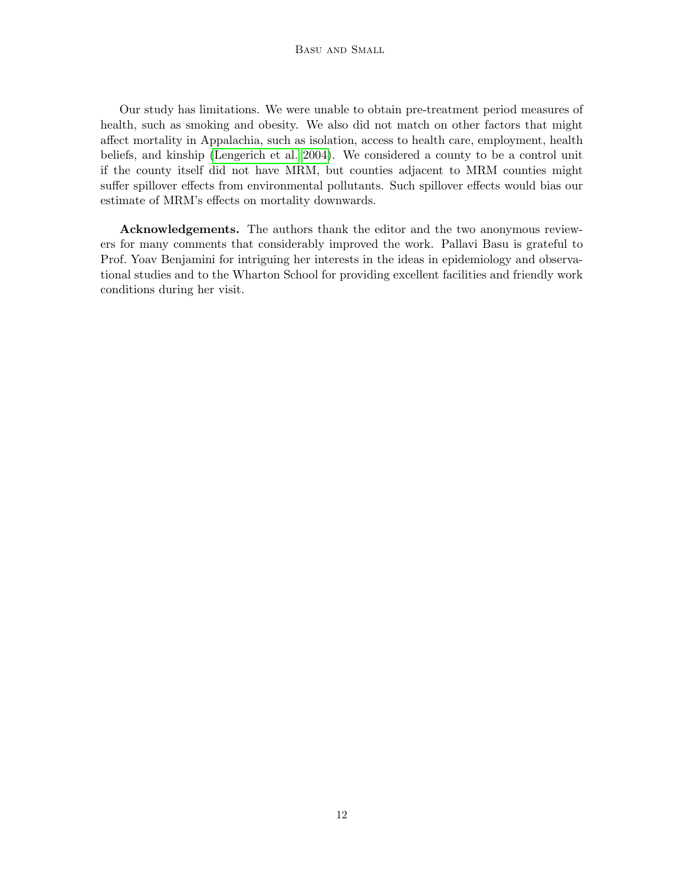Our study has limitations. We were unable to obtain pre-treatment period measures of health, such as smoking and obesity. We also did not match on other factors that might affect mortality in Appalachia, such as isolation, access to health care, employment, health beliefs, and kinship (Lengerich et al. 2004). We considered a county to be a control unit if the county itself did not have MRM, but counties adjacent to MRM counties might suffer spillover effects from environmental pollutants. Such spillover effects would bias our estimate of MRM's effects on mortality downwards.

**Acknowledgements.** The authors thank the editor and the two anonymous reviewers for many comments that considerably improved the work. Pallavi Basu is grateful to Prof. Yoav Benjamini for intriguing her interests in the ideas in epidemiology and observational studies and to the Wharton School for providing excellent facilities and friendly work conditions during her visit.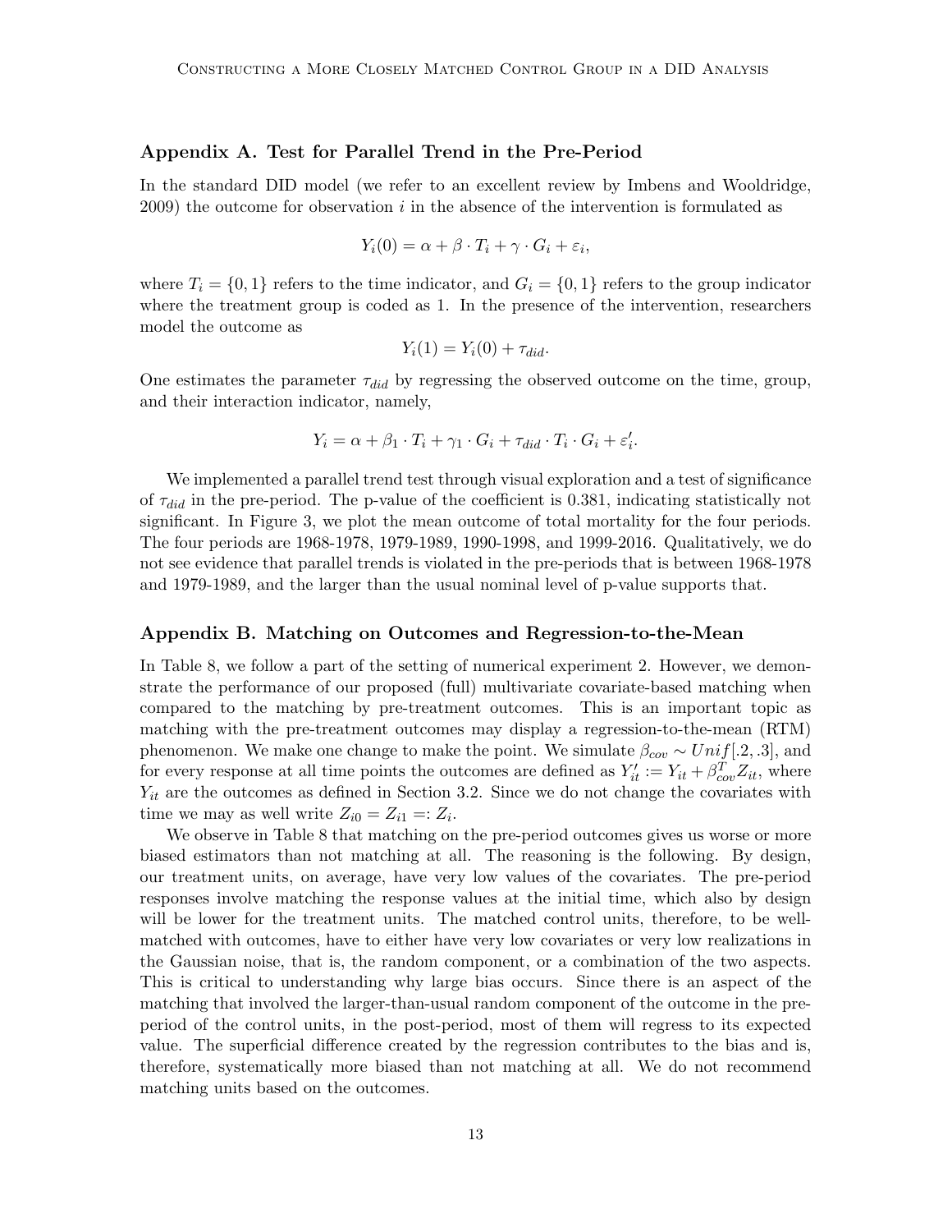## Appendix A. Test for Parallel Trend in the Pre-Period

In the standard DID model (we refer to an excellent review by Imbens and Wooldridge, 2009) the outcome for observation $i$ in the absence of the intervention is formulated as

$$Y_i(0) = \alpha + \beta \cdot T_i + \gamma \cdot G_i + \varepsilon_i,$$

where $T_i = \{0, 1\}$ refers to the time indicator, and $G_i = \{0, 1\}$ refers to the group indicator where the treatment group is coded as 1. In the presence of the intervention, researchers model the outcome as

$$Y_i(1) = Y_i(0) + \tau_{did}.$$

One estimates the parameter $\tau_{did}$ by regressing the observed outcome on the time, group, and their interaction indicator, namely,

$$Y_i = \alpha + \beta_1 \cdot T_i + \gamma_1 \cdot G_i + \tau_{did} \cdot T_i \cdot G_i + \varepsilon_i'.$$

We implemented a parallel trend test through visual exploration and a test of significance of $\tau_{did}$ in the pre-period. The p-value of the coefficient is 0.381, indicating statistically not significant. In Figure 3, we plot the mean outcome of total mortality for the four periods. The four periods are 1968-1978, 1979-1989, 1990-1998, and 1999-2016. Qualitatively, we do not see evidence that parallel trends is violated in the pre-periods that is between 1968-1978 and 1979-1989, and the larger than the usual nominal level of p-value supports that.

## Appendix B. Matching on Outcomes and Regression-to-the-Mean

In Table 8, we follow a part of the setting of numerical experiment 2. However, we demonstrate the performance of our proposed (full) multivariate covariate-based matching when compared to the matching by pre-treatment outcomes. This is an important topic as matching with the pre-treatment outcomes may display a regression-to-the-mean (RTM) phenomenon. We make one change to make the point. We simulate $\beta_{cov} \sim Unif[.2, .3]$, and for every response at all time points the outcomes are defined as $Y_{it}' := Y_{it} + \beta_{cov}^T Z_{it}$, where $Y_{it}$ are the outcomes as defined in Section 3.2. Since we do not change the covariates with time we may as well write $Z_{i0} = Z_{i1} =: Z_i$.

We observe in Table 8 that matching on the pre-period outcomes gives us worse or more biased estimators than not matching at all. The reasoning is the following. By design, our treatment units, on average, have very low values of the covariates. The pre-period responses involve matching the response values at the initial time, which also by design will be lower for the treatment units. The matched control units, therefore, to be well-matched with outcomes, have to either have very low covariates or very low realizations in the Gaussian noise, that is, the random component, or a combination of the two aspects. This is critical to understanding why large bias occurs. Since there is an aspect of the matching that involved the larger-than-usual random component of the outcome in the pre-period of the control units, in the post-period, most of them will regress to its expected value. The superficial difference created by the regression contributes to the bias and is, therefore, systematically more biased than not matching at all. We do not recommend matching units based on the outcomes.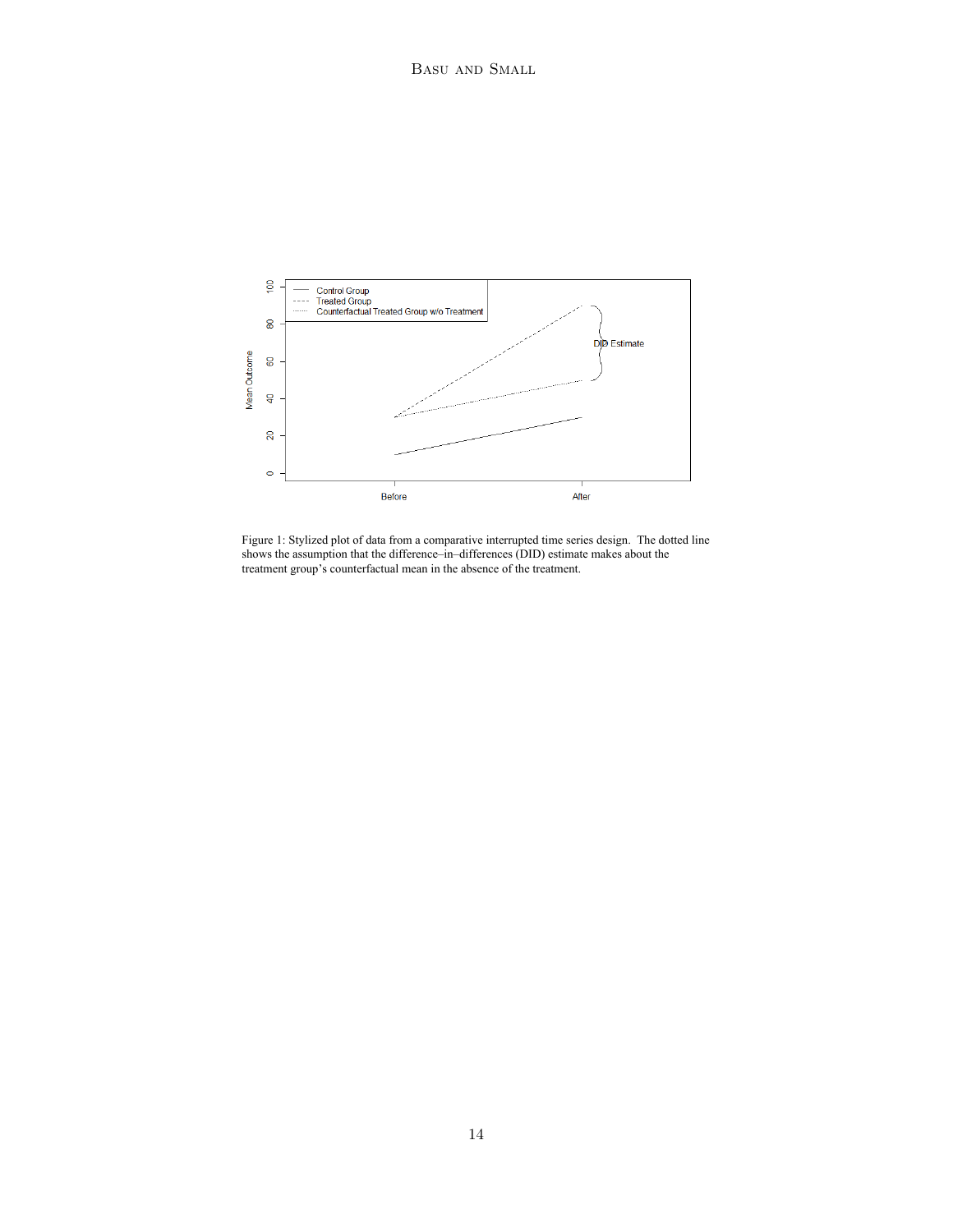Figure 1: Stylized plot of data from a comparative interrupted time series design. The dotted line shows the assumption that the difference–in–differences (DID) estimate makes about the treatment group's counterfactual mean in the absence of the treatment.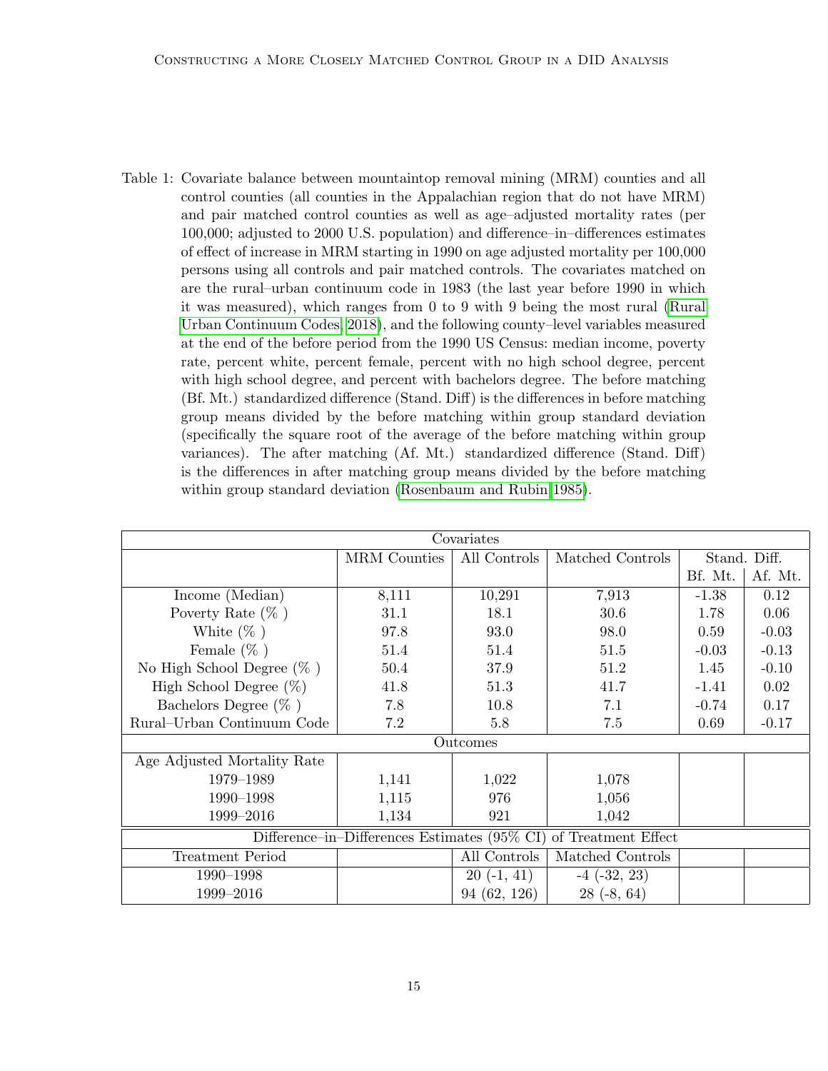Table 1: Covariate balance between mountaintop removal mining (MRM) counties and all control counties (all counties in the Appalachian region that do not have MRM) and pair matched control counties as well as age–adjusted mortality rates (per 100,000; adjusted to 2000 U.S. population) and difference–in–differences estimates of effect of increase in MRM starting in 1990 on age adjusted mortality per 100,000 persons using all controls and pair matched controls. The covariates matched on are the rural–urban continuum code in 1983 (the last year before 1990 in which it was measured), which ranges from 0 to 9 with 9 being the most rural (Rural Urban Continuum Codes, 2018), and the following county–level variables measured at the end of the before period from the 1990 US Census: median income, poverty rate, percent white, percent female, percent with no high school degree, percent with high school degree, and percent with bachelors degree. The before matching (Bf. Mt.) standardized difference (Stand. Diff) is the differences in before matching group means divided by the before matching within group standard deviation (specifically the square root of the average of the before matching within group variances). The after matching (Af. Mt.) standardized difference (Stand. Diff) is the differences in after matching group means divided by the before matching within group standard deviation (Rosenbaum and Rubin 1985).

| Covariates | | | | | |
|---|---|---|---|---|---|
| | MRM Counties | All Controls | Matched Controls | Stand. Diff. | |
| | | | | Bf. Mt. | Af. Mt. |
| Income (Median) | 8,111 | 10,291 | 7,913 | -1.38 | 0.12 |
| Poverty Rate (%) | 31.1 | 18.1 | 30.6 | 1.78 | 0.06 |
| White (%) | 97.8 | 93.0 | 98.0 | 0.59 | -0.03 |
| Female (%) | 51.4 | 51.4 | 51.5 | -0.03 | -0.13 |
| No High School Degree (%) | 50.4 | 37.9 | 51.2 | 1.45 | -0.10 |
| High School Degree (%) | 41.8 | 51.3 | 41.7 | -1.41 | 0.02 |
| Bachelors Degree (%) | 7.8 | 10.8 | 7.1 | -0.74 | 0.17 |
| Rural–Urban Continuum Code | 7.2 | 5.8 | 7.5 | 0.69 | -0.17 |
| **Outcomes** | | | | | |
| Age Adjusted Mortality Rate | | | | | |
| 1979–1989 | 1,141 | 1,022 | 1,078 | | |
| 1990–1998 | 1,115 | 976 | 1,056 | | |
| 1999–2016 | 1,134 | 921 | 1,042 | | |
| **Difference–in–Differences Estimates (95% CI) of Treatment Effect** | | | | | |
| Treatment Period | | All Controls | Matched Controls | | |
| 1990–1998 | | 20 (-1, 41) | -4 (-32, 23) | | |
| 1999–2016 | | 94 (62, 126) | 28 (-8, 64) | | |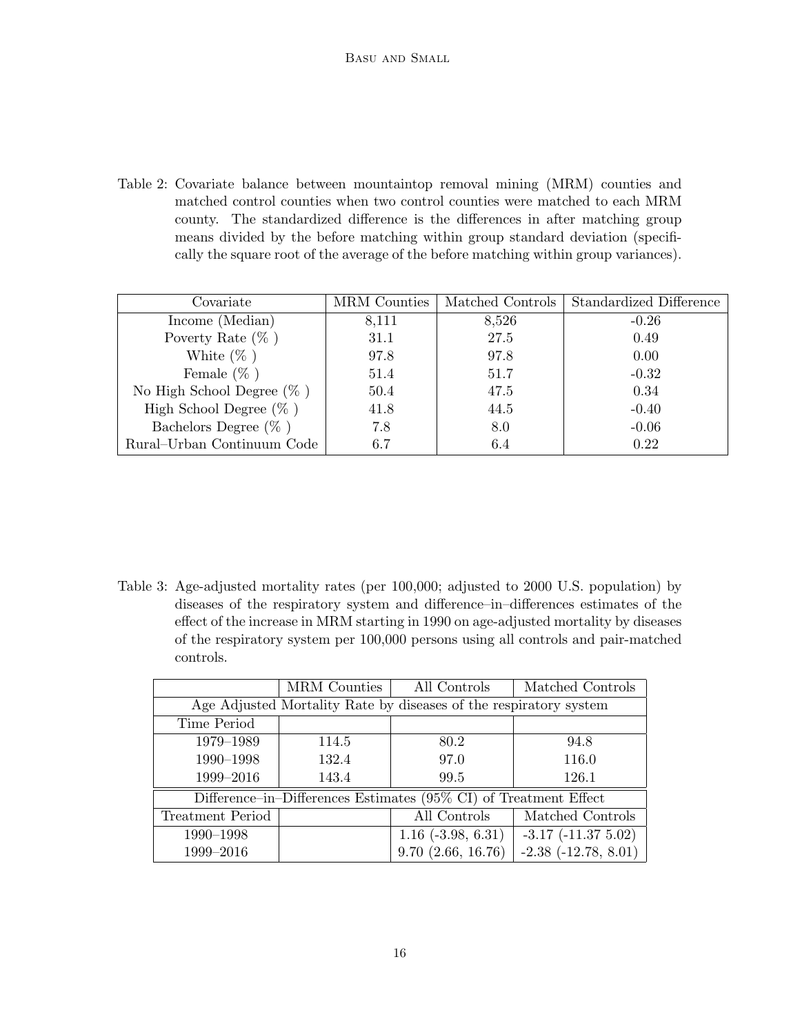Table 2: Covariate balance between mountaintop removal mining (MRM) counties and matched control counties when two control counties were matched to each MRM county. The standardized difference is the differences in after matching group means divided by the before matching within group standard deviation (specifically the square root of the average of the before matching within group variances).

| Covariate | MRM Counties | Matched Controls | Standardized Difference |
|---|---|---|---|
| Income (Median) | 8,111 | 8,526 | -0.26 |
| Poverty Rate (% ) | 31.1 | 27.5 | 0.49 |
| White (% ) | 97.8 | 97.8 | 0.00 |
| Female (% ) | 51.4 | 51.7 | -0.32 |
| No High School Degree (% ) | 50.4 | 47.5 | 0.34 |
| High School Degree (% ) | 41.8 | 44.5 | -0.40 |
| Bachelors Degree (% ) | 7.8 | 8.0 | -0.06 |
| Rural–Urban Continuum Code | 6.7 | 6.4 | 0.22 |

Table 3: Age-adjusted mortality rates (per 100,000; adjusted to 2000 U.S. population) by diseases of the respiratory system and difference–in–differences estimates of the effect of the increase in MRM starting in 1990 on age-adjusted mortality by diseases of the respiratory system per 100,000 persons using all controls and pair-matched controls.

| | MRM Counties | All Controls | Matched Controls |
|---|---|---|---|
| Age Adjusted Mortality Rate by diseases of the respiratory system | | | |
| Time Period | | | |
| 1979–1989 | 114.5 | 80.2 | 94.8 |
| 1990–1998 | 132.4 | 97.0 | 116.0 |
| 1999–2016 | 143.4 | 99.5 | 126.1 |
| Difference–in–Differences Estimates (95% CI) of Treatment Effect | | | |
| Treatment Period | | All Controls | Matched Controls |
| 1990–1998 | | 1.16 (-3.98, 6.31) | -3.17 (-11.37 5.02) |
| 1999–2016 | | 9.70 (2.66, 16.76) | -2.38 (-12.78, 8.01) |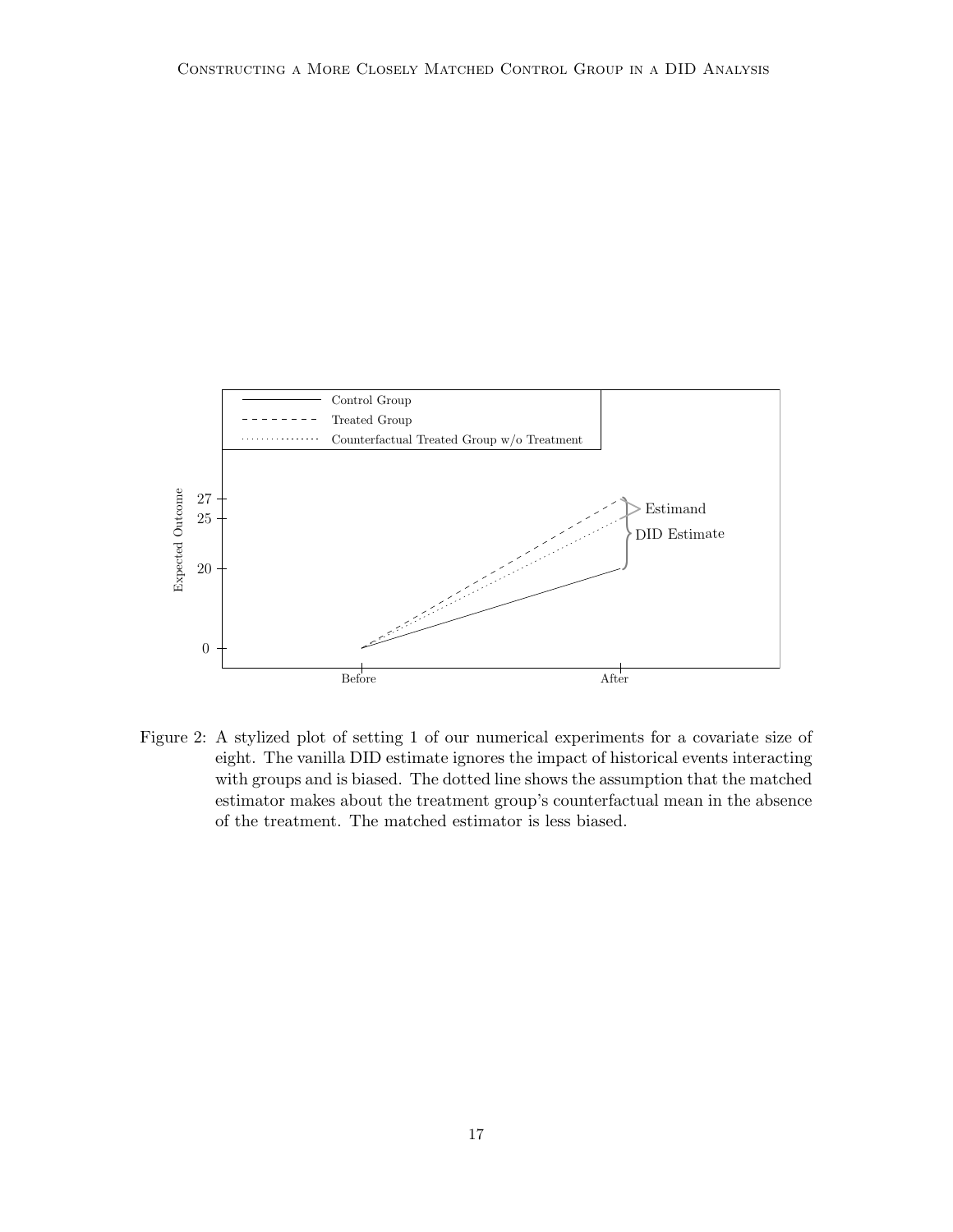Figure 2: A stylized plot of setting 1 of our numerical experiments for a covariate size of eight. The vanilla DID estimate ignores the impact of historical events interacting with groups and is biased. The dotted line shows the assumption that the matched estimator makes about the treatment group's counterfactual mean in the absence of the treatment. The matched estimator is less biased.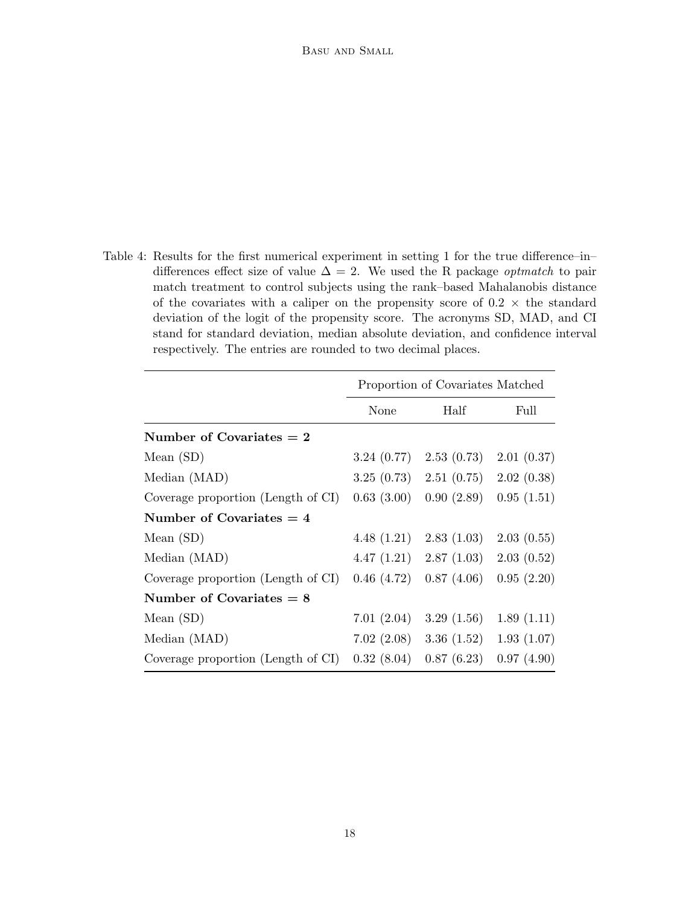Table 4: Results for the first numerical experiment in setting 1 for the true difference–in–differences effect size of value $\Delta = 2$. We used the R package *optmatch* to pair match treatment to control subjects using the rank–based Mahalanobis distance of the covariates with a caliper on the propensity score of $0.2 \times$ the standard deviation of the logit of the propensity score. The acronyms SD, MAD, and CI stand for standard deviation, median absolute deviation, and confidence interval respectively. The entries are rounded to two decimal places.

| | Proportion of Covariates Matched | | |
|---|---|---|---|
| | None | Half | Full |
| **Number of Covariates = 2** | | | |
| Mean (SD) | 3.24 (0.77) | 2.53 (0.73) | 2.01 (0.37) |
| Median (MAD) | 3.25 (0.73) | 2.51 (0.75) | 2.02 (0.38) |
| Coverage proportion (Length of CI) | 0.63 (3.00) | 0.90 (2.89) | 0.95 (1.51) |
| **Number of Covariates = 4** | | | |
| Mean (SD) | 4.48 (1.21) | 2.83 (1.03) | 2.03 (0.55) |
| Median (MAD) | 4.47 (1.21) | 2.87 (1.03) | 2.03 (0.52) |
| Coverage proportion (Length of CI) | 0.46 (4.72) | 0.87 (4.06) | 0.95 (2.20) |
| **Number of Covariates = 8** | | | |
| Mean (SD) | 7.01 (2.04) | 3.29 (1.56) | 1.89 (1.11) |
| Median (MAD) | 7.02 (2.08) | 3.36 (1.52) | 1.93 (1.07) |
| Coverage proportion (Length of CI) | 0.32 (8.04) | 0.87 (6.23) | 0.97 (4.90) |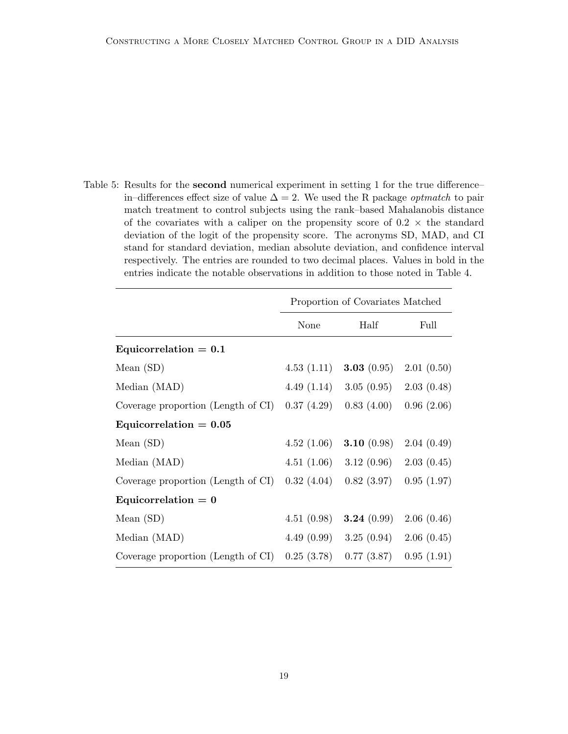Table 5: Results for the **second** numerical experiment in setting 1 for the true difference–in–differences effect size of value $\Delta = 2$. We used the R package *optmatch* to pair match treatment to control subjects using the rank–based Mahalanobis distance of the covariates with a caliper on the propensity score of $0.2 \times$ the standard deviation of the logit of the propensity score. The acronyms SD, MAD, and CI stand for standard deviation, median absolute deviation, and confidence interval respectively. The entries are rounded to two decimal places. Values in bold in the entries indicate the notable observations in addition to those noted in Table 4.

| | Proportion of Covariates Matched | | |
|---|---|---|---|
| | None | Half | Full |
| **Equicorrelation = 0.1** | | | |
| Mean (SD) | 4.53 (1.11) | **3.03** (0.95) | 2.01 (0.50) |
| Median (MAD) | 4.49 (1.14) | 3.05 (0.95) | 2.03 (0.48) |
| Coverage proportion (Length of CI) | 0.37 (4.29) | 0.83 (4.00) | 0.96 (2.06) |
| **Equicorrelation = 0.05** | | | |
| Mean (SD) | 4.52 (1.06) | **3.10** (0.98) | 2.04 (0.49) |
| Median (MAD) | 4.51 (1.06) | 3.12 (0.96) | 2.03 (0.45) |
| Coverage proportion (Length of CI) | 0.32 (4.04) | 0.82 (3.97) | 0.95 (1.97) |
| **Equicorrelation = 0** | | | |
| Mean (SD) | 4.51 (0.98) | **3.24** (0.99) | 2.06 (0.46) |
| Median (MAD) | 4.49 (0.99) | 3.25 (0.94) | 2.06 (0.45) |
| Coverage proportion (Length of CI) | 0.25 (3.78) | 0.77 (3.87) | 0.95 (1.91) |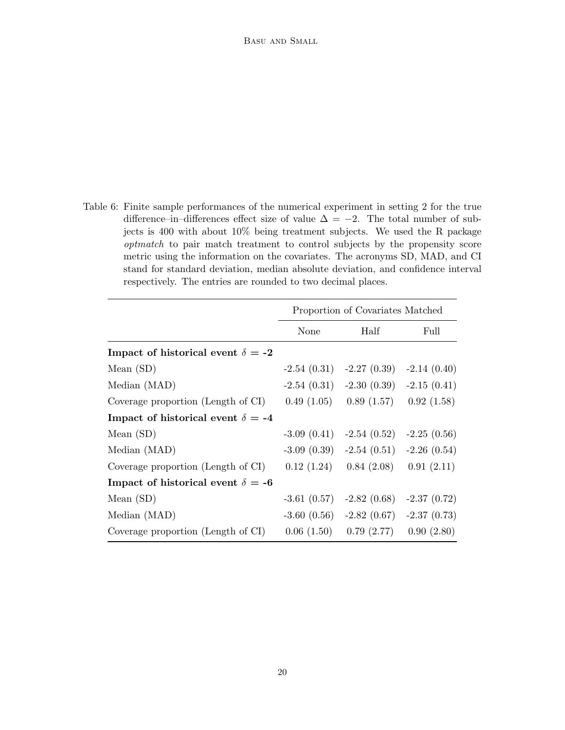Table 6: Finite sample performances of the numerical experiment in setting 2 for the true difference–in–differences effect size of value $\Delta = -2$. The total number of subjects is 400 with about 10% being treatment subjects. We used the R package *optmatch* to pair match treatment to control subjects by the propensity score metric using the information on the covariates. The acronyms SD, MAD, and CI stand for standard deviation, median absolute deviation, and confidence interval respectively. The entries are rounded to two decimal places.

| | Proportion of Covariates Matched | | |
|---|---|---|---|
| | None | Half | Full |
| **Impact of historical event $\delta$ = -2** | | | |
| Mean (SD) | -2.54 (0.31) | -2.27 (0.39) | -2.14 (0.40) |
| Median (MAD) | -2.54 (0.31) | -2.30 (0.39) | -2.15 (0.41) |
| Coverage proportion (Length of CI) | 0.49 (1.05) | 0.89 (1.57) | 0.92 (1.58) |
| **Impact of historical event $\delta$ = -4** | | | |
| Mean (SD) | -3.09 (0.41) | -2.54 (0.52) | -2.25 (0.56) |
| Median (MAD) | -3.09 (0.39) | -2.54 (0.51) | -2.26 (0.54) |
| Coverage proportion (Length of CI) | 0.12 (1.24) | 0.84 (2.08) | 0.91 (2.11) |
| **Impact of historical event $\delta$ = -6** | | | |
| Mean (SD) | -3.61 (0.57) | -2.82 (0.68) | -2.37 (0.72) |
| Median (MAD) | -3.60 (0.56) | -2.82 (0.67) | -2.37 (0.73) |
| Coverage proportion (Length of CI) | 0.06 (1.50) | 0.79 (2.77) | 0.90 (2.80) |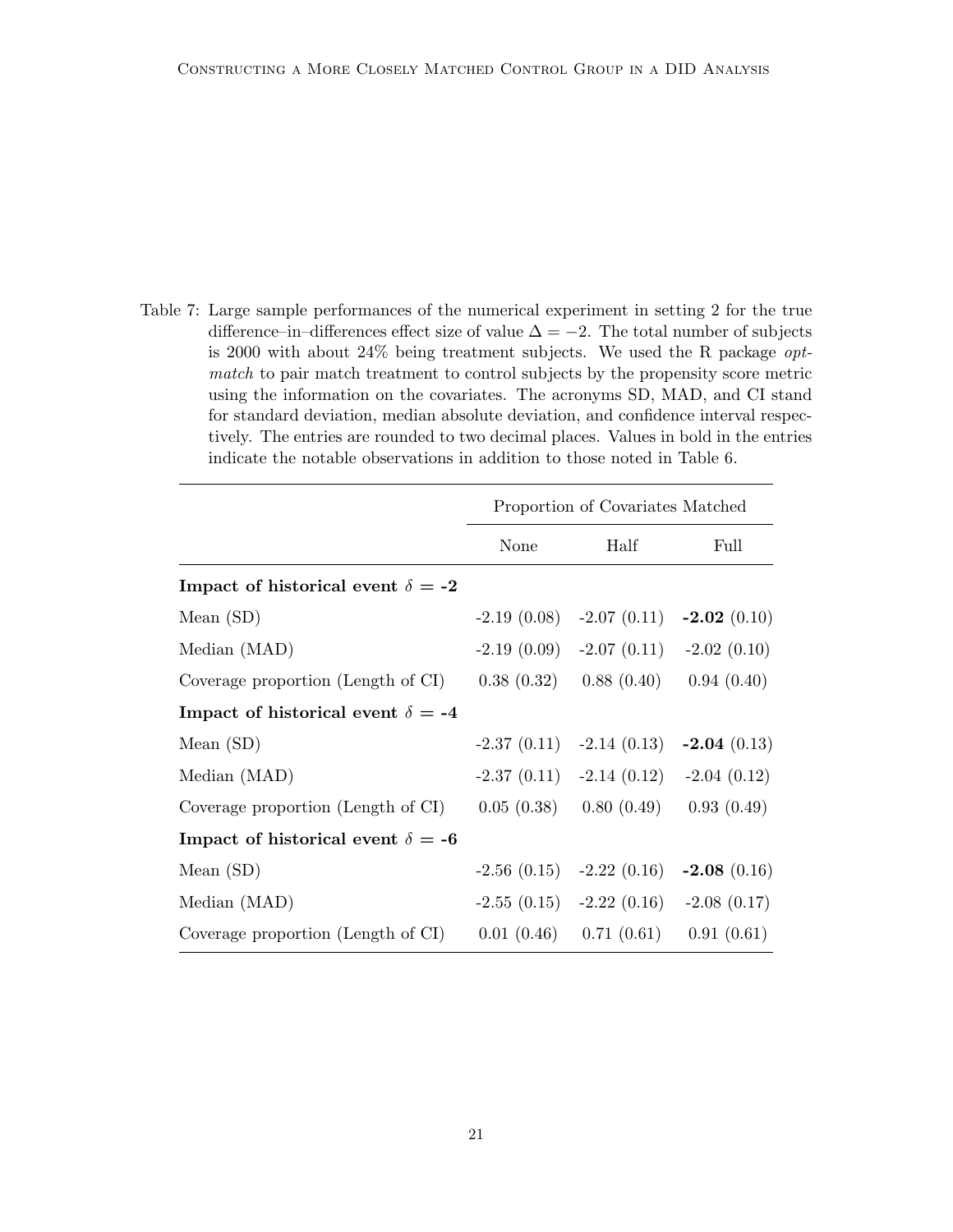Table 7: Large sample performances of the numerical experiment in setting 2 for the true difference–in–differences effect size of value $\Delta = -2$. The total number of subjects is 2000 with about 24% being treatment subjects. We used the R package *optmatch* to pair match treatment to control subjects by the propensity score metric using the information on the covariates. The acronyms SD, MAD, and CI stand for standard deviation, median absolute deviation, and confidence interval respectively. The entries are rounded to two decimal places. Values in bold in the entries indicate the notable observations in addition to those noted in Table 6.

| | Proportion of Covariates Matched | | |
|---|---|---|---|
| | None | Half | Full |
| **Impact of historical event $\delta$ = -2** | | | |
| Mean (SD) | -2.19 (0.08) | -2.07 (0.11) | **-2.02** (0.10) |
| Median (MAD) | -2.19 (0.09) | -2.07 (0.11) | -2.02 (0.10) |
| Coverage proportion (Length of CI) | 0.38 (0.32) | 0.88 (0.40) | 0.94 (0.40) |
| **Impact of historical event $\delta$ = -4** | | | |
| Mean (SD) | -2.37 (0.11) | -2.14 (0.13) | **-2.04** (0.13) |
| Median (MAD) | -2.37 (0.11) | -2.14 (0.12) | -2.04 (0.12) |
| Coverage proportion (Length of CI) | 0.05 (0.38) | 0.80 (0.49) | 0.93 (0.49) |
| **Impact of historical event $\delta$ = -6** | | | |
| Mean (SD) | -2.56 (0.15) | -2.22 (0.16) | **-2.08** (0.16) |
| Median (MAD) | -2.55 (0.15) | -2.22 (0.16) | -2.08 (0.17) |
| Coverage proportion (Length of CI) | 0.01 (0.46) | 0.71 (0.61) | 0.91 (0.61) |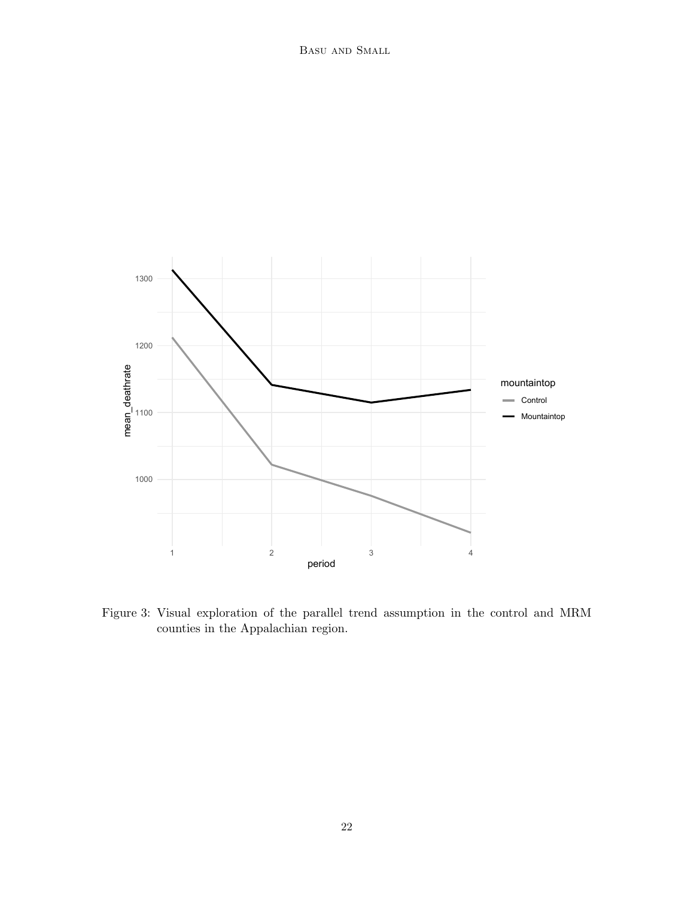Figure 3: Visual exploration of the parallel trend assumption in the control and MRM counties in the Appalachian region.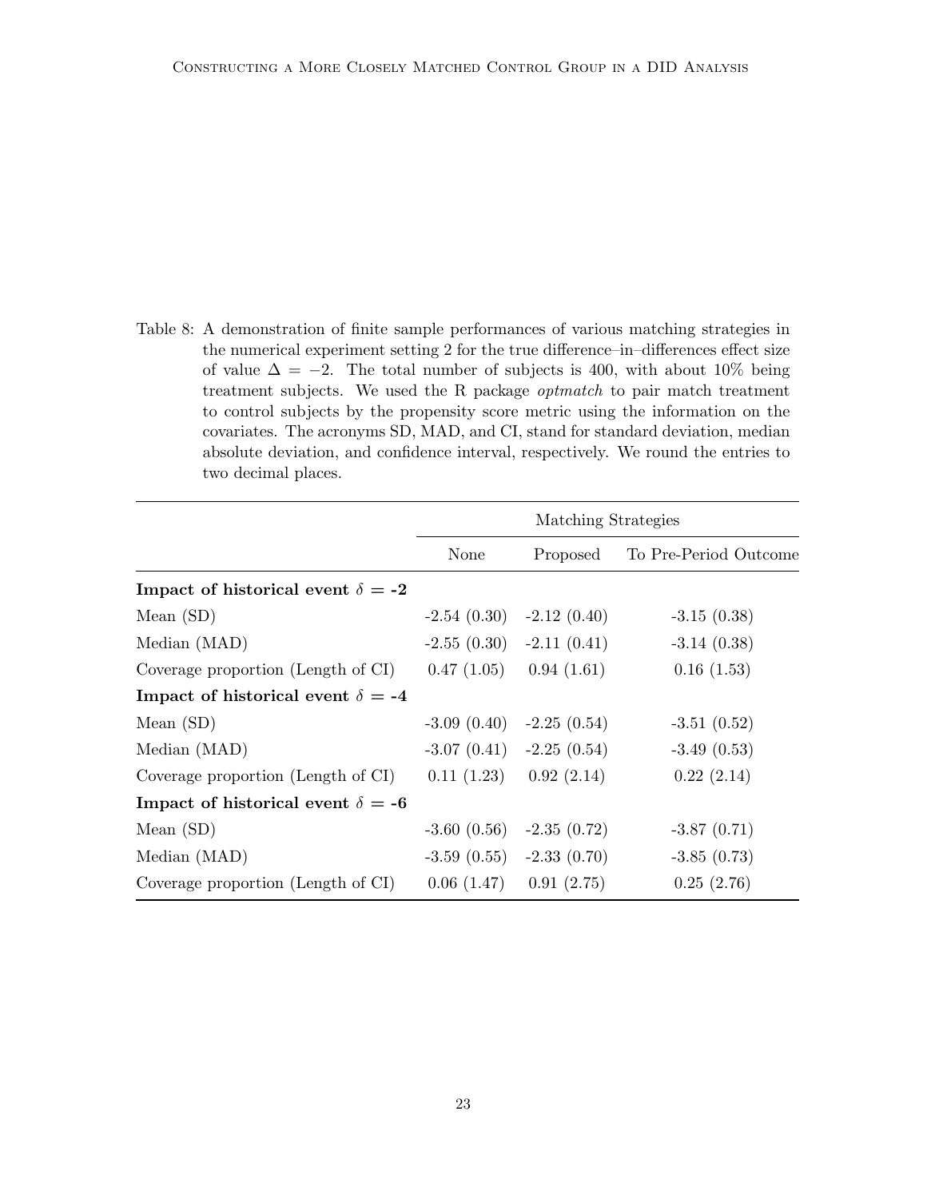Table 8: A demonstration of finite sample performances of various matching strategies in the numerical experiment setting 2 for the true difference–in–differences effect size of value $\Delta = -2$. The total number of subjects is 400, with about 10% being treatment subjects. We used the R package *optmatch* to pair match treatment to control subjects by the propensity score metric using the information on the covariates. The acronyms SD, MAD, and CI, stand for standard deviation, median absolute deviation, and confidence interval, respectively. We round the entries to two decimal places.

| | Matching Strategies | | |
|---|---|---|---|
| | None | Proposed | To Pre-Period Outcome |
| **Impact of historical event $\delta$ = -2** | | | |
| Mean (SD) | -2.54 (0.30) | -2.12 (0.40) | -3.15 (0.38) |
| Median (MAD) | -2.55 (0.30) | -2.11 (0.41) | -3.14 (0.38) |
| Coverage proportion (Length of CI) | 0.47 (1.05) | 0.94 (1.61) | 0.16 (1.53) |
| **Impact of historical event $\delta$ = -4** | | | |
| Mean (SD) | -3.09 (0.40) | -2.25 (0.54) | -3.51 (0.52) |
| Median (MAD) | -3.07 (0.41) | -2.25 (0.54) | -3.49 (0.53) |
| Coverage proportion (Length of CI) | 0.11 (1.23) | 0.92 (2.14) | 0.22 (2.14) |
| **Impact of historical event $\delta$ = -6** | | | |
| Mean (SD) | -3.60 (0.56) | -2.35 (0.72) | -3.87 (0.71) |
| Median (MAD) | -3.59 (0.55) | -2.33 (0.70) | -3.85 (0.73) |
| Coverage proportion (Length of CI) | 0.06 (1.47) | 0.91 (2.75) | 0.25 (2.76) |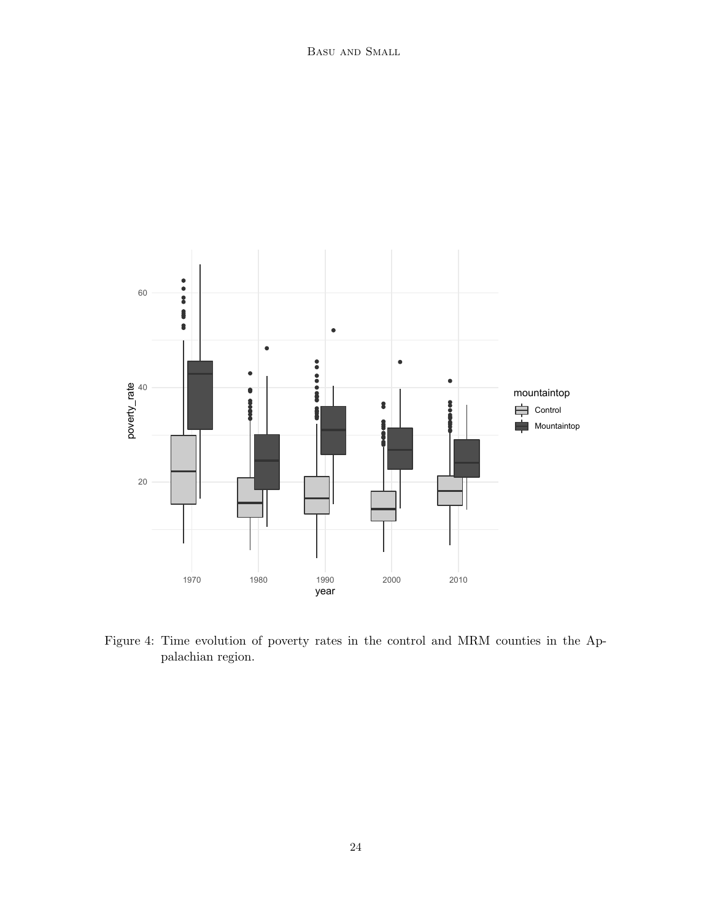Figure 4: Time evolution of poverty rates in the control and MRM counties in the Appalachian region.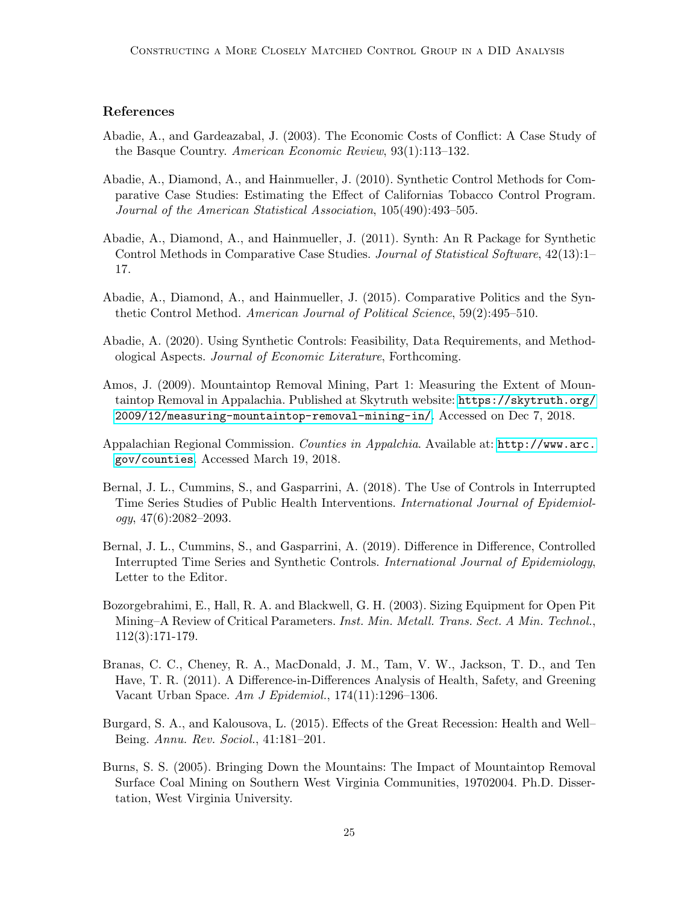### References

Abadie, A., and Gardeazabal, J. (2003). The Economic Costs of Conflict: A Case Study of the Basque Country. *American Economic Review*, 93(1):113–132.

Abadie, A., Diamond, A., and Hainmueller, J. (2010). Synthetic Control Methods for Comparative Case Studies: Estimating the Effect of Californias Tobacco Control Program. *Journal of the American Statistical Association*, 105(490):493–505.

Abadie, A., Diamond, A., and Hainmueller, J. (2011). Synth: An R Package for Synthetic Control Methods in Comparative Case Studies. *Journal of Statistical Software*, 42(13):1–17.

Abadie, A., Diamond, A., and Hainmueller, J. (2015). Comparative Politics and the Synthetic Control Method. *American Journal of Political Science*, 59(2):495–510.

Abadie, A. (2020). Using Synthetic Controls: Feasibility, Data Requirements, and Methodological Aspects. *Journal of Economic Literature*, Forthcoming.

Amos, J. (2009). Mountaintop Removal Mining, Part 1: Measuring the Extent of Mountaintop Removal in Appalachia. Published at Skytruth website: `https://skytruth.org/2009/12/measuring-mountaintop-removal-mining-in/`. Accessed on Dec 7, 2018.

Appalachian Regional Commission. *Counties in Appalchia*. Available at: `http://www.arc.gov/counties`. Accessed March 19, 2018.

Bernal, J. L., Cummins, S., and Gasparrini, A. (2018). The Use of Controls in Interrupted Time Series Studies of Public Health Interventions. *International Journal of Epidemiology*, 47(6):2082–2093.

Bernal, J. L., Cummins, S., and Gasparrini, A. (2019). Difference in Difference, Controlled Interrupted Time Series and Synthetic Controls. *International Journal of Epidemiology*, Letter to the Editor.

Bozorgebrahimi, E., Hall, R. A. and Blackwell, G. H. (2003). Sizing Equipment for Open Pit Mining–A Review of Critical Parameters. *Inst. Min. Metall. Trans. Sect. A Min. Technol.*, 112(3):171-179.

Branas, C. C., Cheney, R. A., MacDonald, J. M., Tam, V. W., Jackson, T. D., and Ten Have, T. R. (2011). A Difference-in-Differences Analysis of Health, Safety, and Greening Vacant Urban Space. *Am J Epidemiol.*, 174(11):1296–1306.

Burgard, S. A., and Kalousova, L. (2015). Effects of the Great Recession: Health and Well–Being. *Annu. Rev. Sociol.*, 41:181–201.

Burns, S. S. (2005). Bringing Down the Mountains: The Impact of Mountaintop Removal Surface Coal Mining on Southern West Virginia Communities, 19702004. Ph.D. Dissertation, West Virginia University.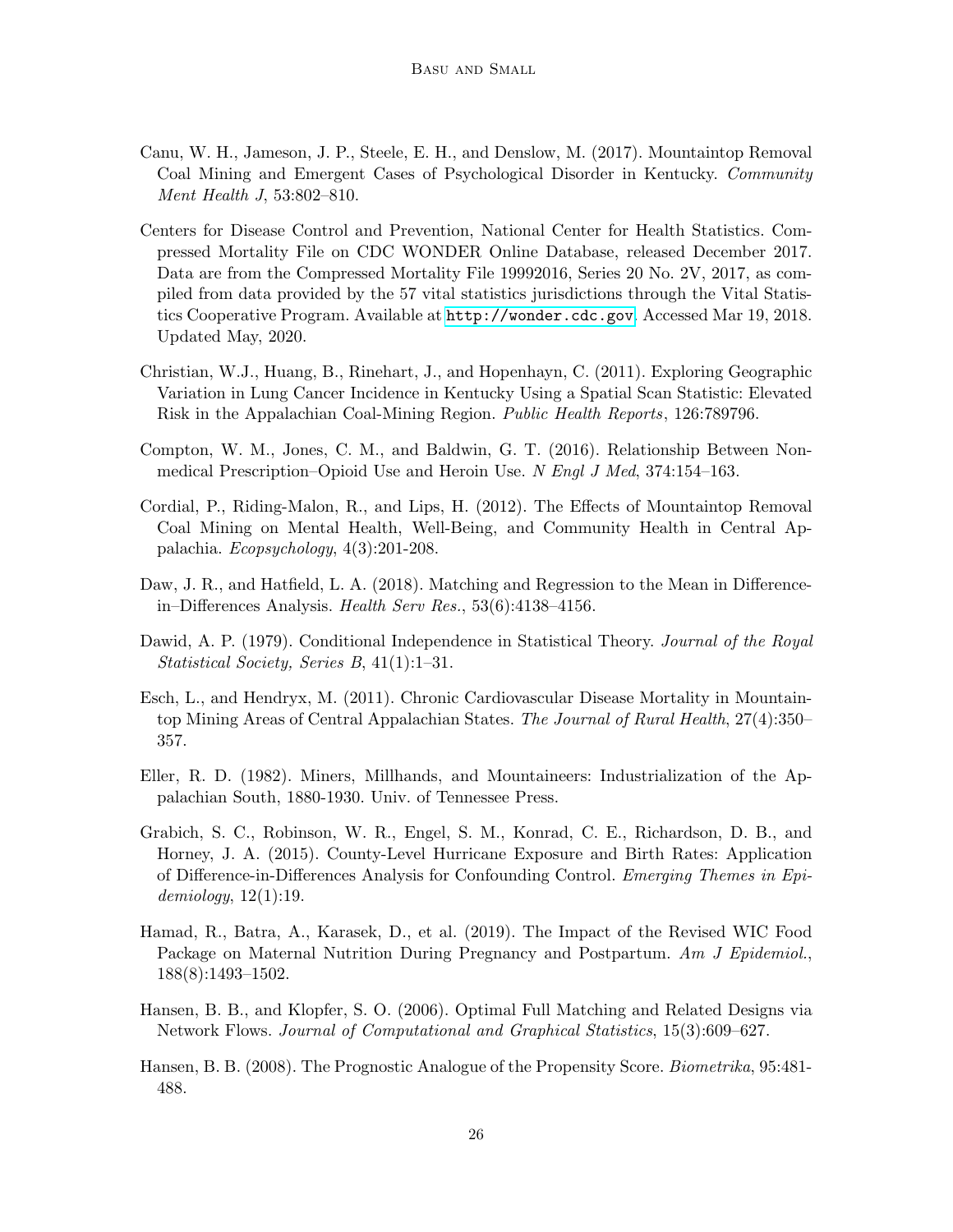Canu, W. H., Jameson, J. P., Steele, E. H., and Denslow, M. (2017). Mountaintop Removal Coal Mining and Emergent Cases of Psychological Disorder in Kentucky. *Community Ment Health J*, 53:802–810.

Centers for Disease Control and Prevention, National Center for Health Statistics. Compressed Mortality File on CDC WONDER Online Database, released December 2017. Data are from the Compressed Mortality File 19992016, Series 20 No. 2V, 2017, as compiled from data provided by the 57 vital statistics jurisdictions through the Vital Statistics Cooperative Program. Available at http://wonder.cdc.gov. Accessed Mar 19, 2018. Updated May, 2020.

Christian, W.J., Huang, B., Rinehart, J., and Hopenhayn, C. (2011). Exploring Geographic Variation in Lung Cancer Incidence in Kentucky Using a Spatial Scan Statistic: Elevated Risk in the Appalachian Coal-Mining Region. *Public Health Reports*, 126:789796.

Compton, W. M., Jones, C. M., and Baldwin, G. T. (2016). Relationship Between Non-medical Prescription–Opioid Use and Heroin Use. *N Engl J Med*, 374:154–163.

Cordial, P., Riding-Malon, R., and Lips, H. (2012). The Effects of Mountaintop Removal Coal Mining on Mental Health, Well-Being, and Community Health in Central Appalachia. *Ecopsychology*, 4(3):201-208.

Daw, J. R., and Hatfield, L. A. (2018). Matching and Regression to the Mean in Difference-in–Differences Analysis. *Health Serv Res.*, 53(6):4138–4156.

Dawid, A. P. (1979). Conditional Independence in Statistical Theory. *Journal of the Royal Statistical Society, Series B*, 41(1):1–31.

Esch, L., and Hendryx, M. (2011). Chronic Cardiovascular Disease Mortality in Mountaintop Mining Areas of Central Appalachian States. *The Journal of Rural Health*, 27(4):350–357.

Eller, R. D. (1982). Miners, Millhands, and Mountaineers: Industrialization of the Appalachian South, 1880-1930. Univ. of Tennessee Press.

Grabich, S. C., Robinson, W. R., Engel, S. M., Konrad, C. E., Richardson, D. B., and Horney, J. A. (2015). County-Level Hurricane Exposure and Birth Rates: Application of Difference-in-Differences Analysis for Confounding Control. *Emerging Themes in Epidemiology*, 12(1):19.

Hamad, R., Batra, A., Karasek, D., et al. (2019). The Impact of the Revised WIC Food Package on Maternal Nutrition During Pregnancy and Postpartum. *Am J Epidemiol.*, 188(8):1493–1502.

Hansen, B. B., and Klopfer, S. O. (2006). Optimal Full Matching and Related Designs via Network Flows. *Journal of Computational and Graphical Statistics*, 15(3):609–627.

Hansen, B. B. (2008). The Prognostic Analogue of the Propensity Score. *Biometrika*, 95:481-488.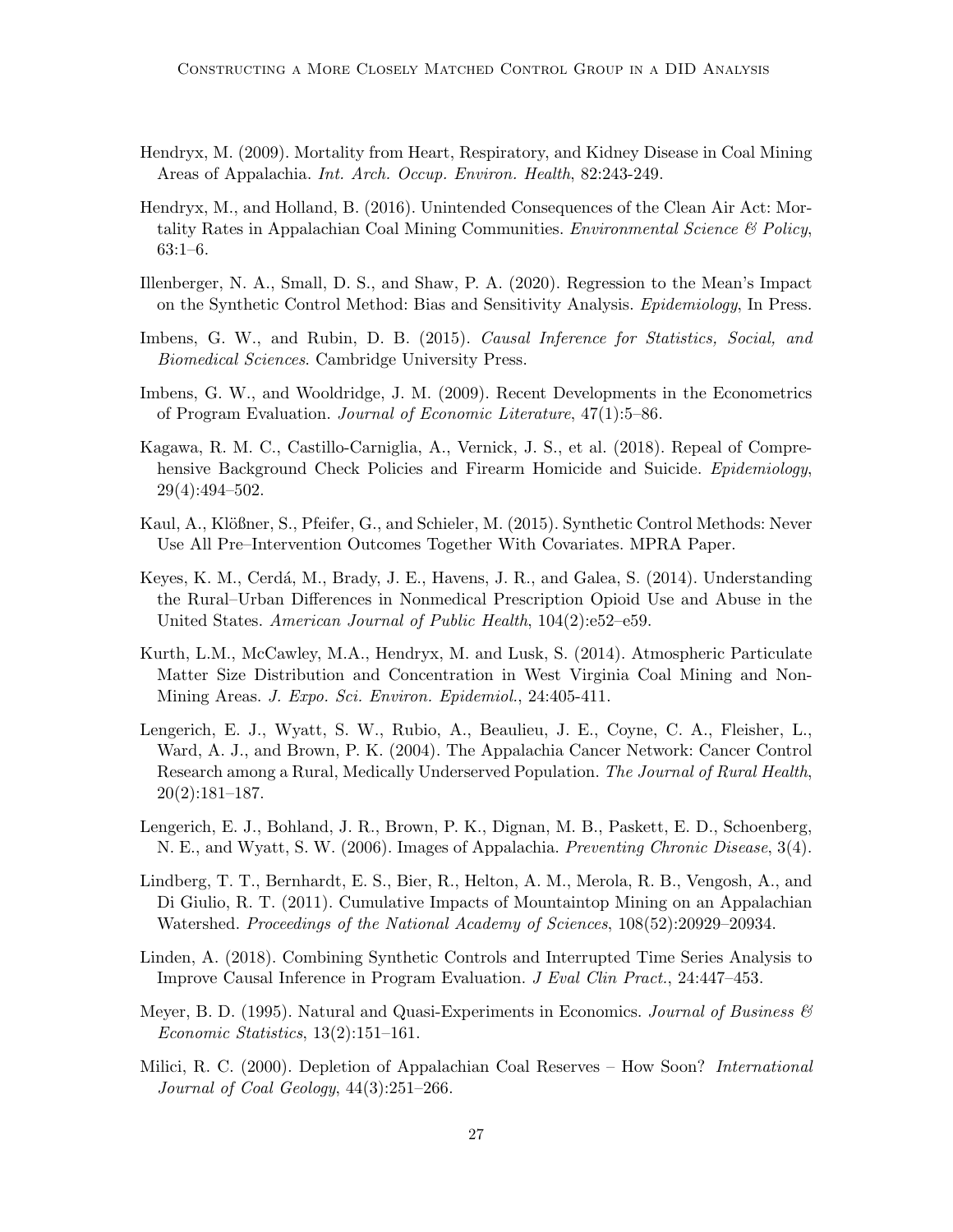Hendryx, M. (2009). Mortality from Heart, Respiratory, and Kidney Disease in Coal Mining Areas of Appalachia. *Int. Arch. Occup. Environ. Health*, 82:243-249.

Hendryx, M., and Holland, B. (2016). Unintended Consequences of the Clean Air Act: Mortality Rates in Appalachian Coal Mining Communities. *Environmental Science & Policy*, 63:1–6.

Illenberger, N. A., Small, D. S., and Shaw, P. A. (2020). Regression to the Mean's Impact on the Synthetic Control Method: Bias and Sensitivity Analysis. *Epidemiology*, In Press.

Imbens, G. W., and Rubin, D. B. (2015). *Causal Inference for Statistics, Social, and Biomedical Sciences*. Cambridge University Press.

Imbens, G. W., and Wooldridge, J. M. (2009). Recent Developments in the Econometrics of Program Evaluation. *Journal of Economic Literature*, 47(1):5–86.

Kagawa, R. M. C., Castillo-Carniglia, A., Vernick, J. S., et al. (2018). Repeal of Comprehensive Background Check Policies and Firearm Homicide and Suicide. *Epidemiology*, 29(4):494–502.

Kaul, A., Klößner, S., Pfeifer, G., and Schieler, M. (2015). Synthetic Control Methods: Never Use All Pre–Intervention Outcomes Together With Covariates. MPRA Paper.

Keyes, K. M., Cerdá, M., Brady, J. E., Havens, J. R., and Galea, S. (2014). Understanding the Rural–Urban Differences in Nonmedical Prescription Opioid Use and Abuse in the United States. *American Journal of Public Health*, 104(2):e52–e59.

Kurth, L.M., McCawley, M.A., Hendryx, M. and Lusk, S. (2014). Atmospheric Particulate Matter Size Distribution and Concentration in West Virginia Coal Mining and Non-Mining Areas. *J. Expo. Sci. Environ. Epidemiol.*, 24:405-411.

Lengerich, E. J., Wyatt, S. W., Rubio, A., Beaulieu, J. E., Coyne, C. A., Fleisher, L., Ward, A. J., and Brown, P. K. (2004). The Appalachia Cancer Network: Cancer Control Research among a Rural, Medically Underserved Population. *The Journal of Rural Health*, 20(2):181–187.

Lengerich, E. J., Bohland, J. R., Brown, P. K., Dignan, M. B., Paskett, E. D., Schoenberg, N. E., and Wyatt, S. W. (2006). Images of Appalachia. *Preventing Chronic Disease*, 3(4).

Lindberg, T. T., Bernhardt, E. S., Bier, R., Helton, A. M., Merola, R. B., Vengosh, A., and Di Giulio, R. T. (2011). Cumulative Impacts of Mountaintop Mining on an Appalachian Watershed. *Proceedings of the National Academy of Sciences*, 108(52):20929–20934.

Linden, A. (2018). Combining Synthetic Controls and Interrupted Time Series Analysis to Improve Causal Inference in Program Evaluation. *J Eval Clin Pract.*, 24:447–453.

Meyer, B. D. (1995). Natural and Quasi-Experiments in Economics. *Journal of Business & Economic Statistics*, 13(2):151–161.

Milici, R. C. (2000). Depletion of Appalachian Coal Reserves – How Soon? *International Journal of Coal Geology*, 44(3):251–266.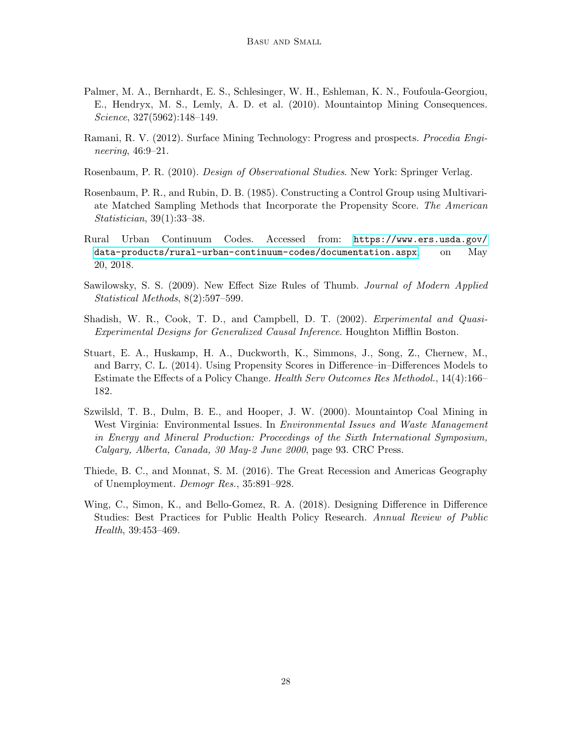Palmer, M. A., Bernhardt, E. S., Schlesinger, W. H., Eshleman, K. N., Foufoula-Georgiou, E., Hendryx, M. S., Lemly, A. D. et al. (2010). Mountaintop Mining Consequences. *Science*, 327(5962):148–149.

Ramani, R. V. (2012). Surface Mining Technology: Progress and prospects. *Procedia Engineering*, 46:9–21.

Rosenbaum, P. R. (2010). *Design of Observational Studies*. New York: Springer Verlag.

Rosenbaum, P. R., and Rubin, D. B. (1985). Constructing a Control Group using Multivariate Matched Sampling Methods that Incorporate the Propensity Score. *The American Statistician*, 39(1):33–38.

Rural Urban Continuum Codes. Accessed from: https://www.ers.usda.gov/data-products/rural-urban-continuum-codes/documentation.aspx. on May 20, 2018.

Sawilowsky, S. S. (2009). New Effect Size Rules of Thumb. *Journal of Modern Applied Statistical Methods*, 8(2):597–599.

Shadish, W. R., Cook, T. D., and Campbell, D. T. (2002). *Experimental and Quasi-Experimental Designs for Generalized Causal Inference*. Houghton Mifflin Boston.

Stuart, E. A., Huskamp, H. A., Duckworth, K., Simmons, J., Song, Z., Chernew, M., and Barry, C. L. (2014). Using Propensity Scores in Difference–in–Differences Models to Estimate the Effects of a Policy Change. *Health Serv Outcomes Res Methodol.*, 14(4):166–182.

Szwilsld, T. B., Dulm, B. E., and Hooper, J. W. (2000). Mountaintop Coal Mining in West Virginia: Environmental Issues. In *Environmental Issues and Waste Management in Energy and Mineral Production: Proceedings of the Sixth International Symposium, Calgary, Alberta, Canada, 30 May-2 June 2000*, page 93. CRC Press.

Thiede, B. C., and Monnat, S. M. (2016). The Great Recession and Americas Geography of Unemployment. *Demogr Res.*, 35:891–928.

Wing, C., Simon, K., and Bello-Gomez, R. A. (2018). Designing Difference in Difference Studies: Best Practices for Public Health Policy Research. *Annual Review of Public Health*, 39:453–469.